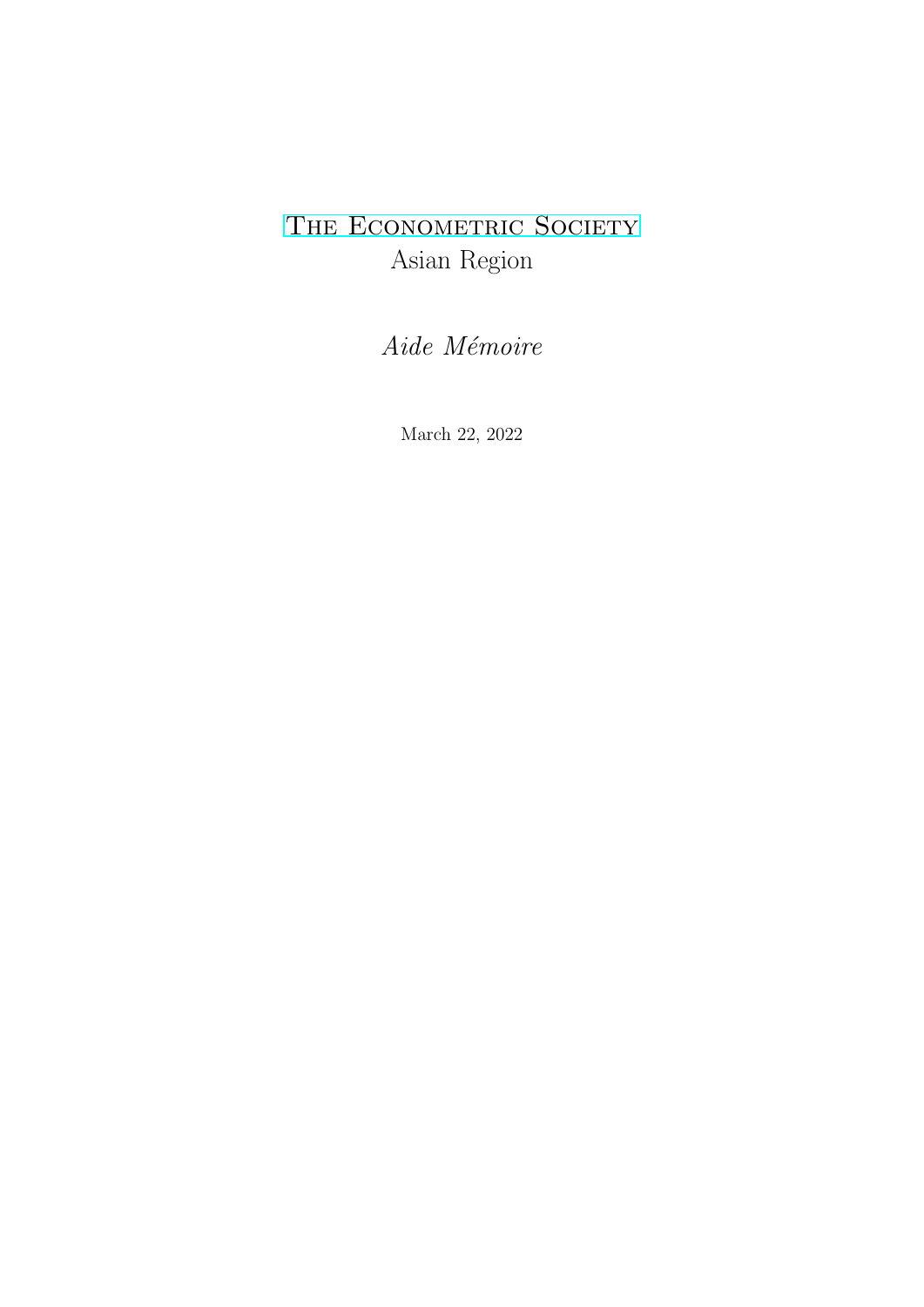# The Econometric Society

Asian Region

*Aide Mémoire*

March 22, 2022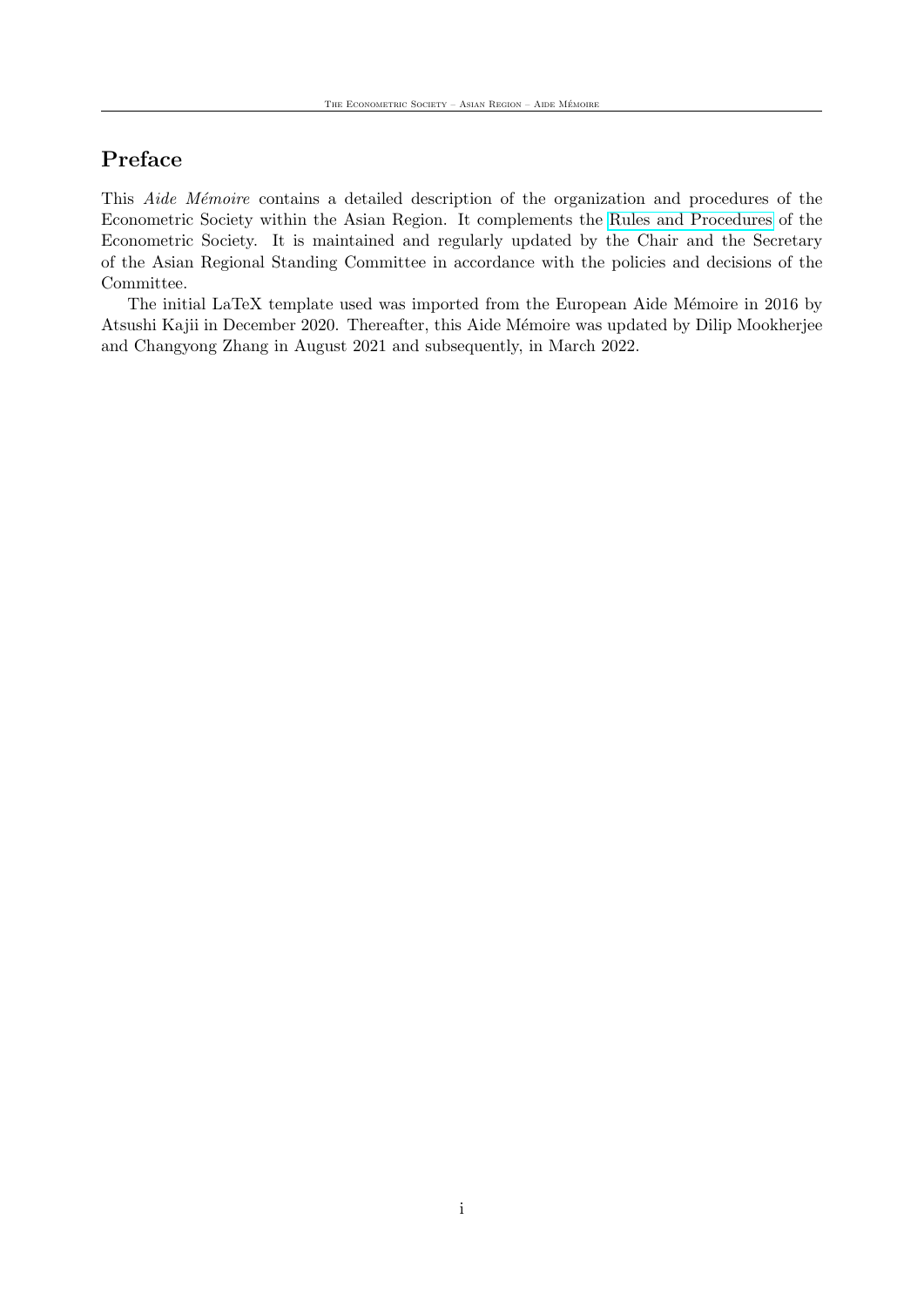## Preface

This *Aide Mémoire* contains a detailed description of the organization and procedures of the Econometric Society within the Asian Region. It complements the Rules and Procedures of the Econometric Society. It is maintained and regularly updated by the Chair and the Secretary of the Asian Regional Standing Committee in accordance with the policies and decisions of the Committee.

The initial LaTeX template used was imported from the European Aide Mémoire in 2016 by Atsushi Kajii in December 2020. Thereafter, this Aide Mémoire was updated by Dilip Mookherjee and Changyong Zhang in August 2021 and subsequently, in March 2022.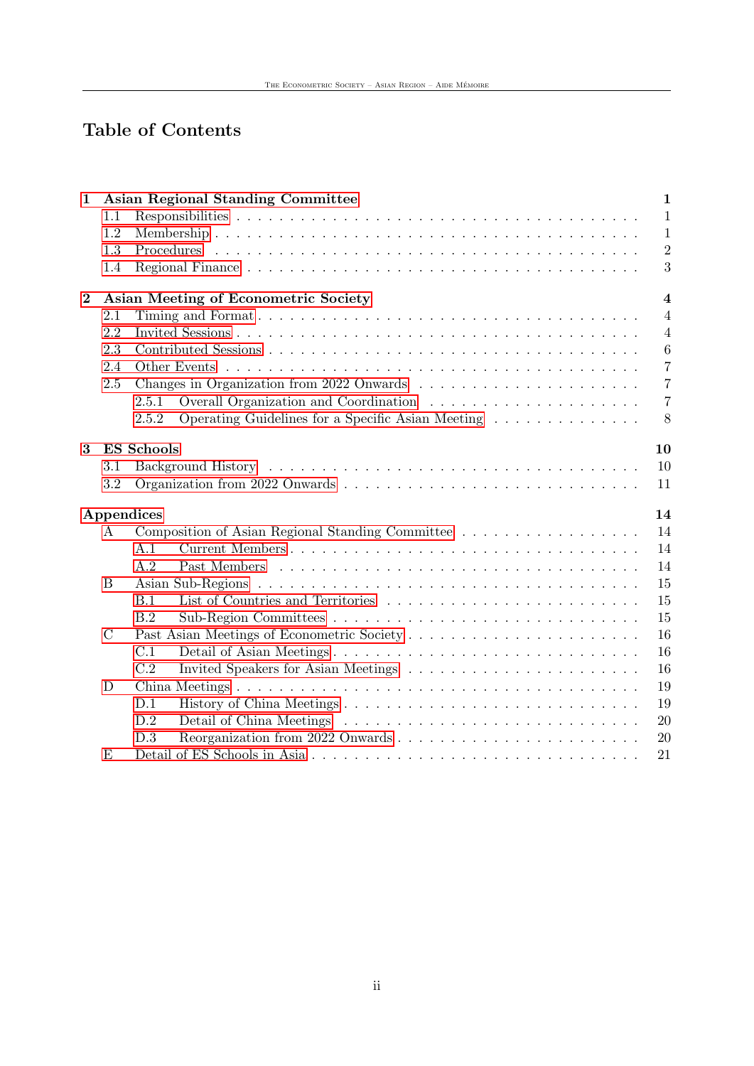# Table of Contents

**1 Asian Regional Standing Committee** — **1**
- 1.1 Responsibilities — 1
- 1.2 Membership — 1
- 1.3 Procedures — 2
- 1.4 Regional Finance — 3

**2 Asian Meeting of Econometric Society** — **4**
- 2.1 Timing and Format — 4
- 2.2 Invited Sessions — 4
- 2.3 Contributed Sessions — 6
- 2.4 Other Events — 7
- 2.5 Changes in Organization from 2022 Onwards — 7
  - 2.5.1 Overall Organization and Coordination — 7
  - 2.5.2 Operating Guidelines for a Specific Asian Meeting — 8

**3 ES Schools** — **10**
- 3.1 Background History — 10
- 3.2 Organization from 2022 Onwards — 11

**Appendices** — **14**
- A Composition of Asian Regional Standing Committee — 14
  - A.1 Current Members — 14
  - A.2 Past Members — 14
- B Asian Sub-Regions — 15
  - B.1 List of Countries and Territories — 15
  - B.2 Sub-Region Committees — 15
- C Past Asian Meetings of Econometric Society — 16
  - C.1 Detail of Asian Meetings — 16
  - C.2 Invited Speakers for Asian Meetings — 16
- D China Meetings — 19
  - D.1 History of China Meetings — 19
  - D.2 Detail of China Meetings — 20
  - D.3 Reorganization from 2022 Onwards — 20
- E Detail of ES Schools in Asia — 21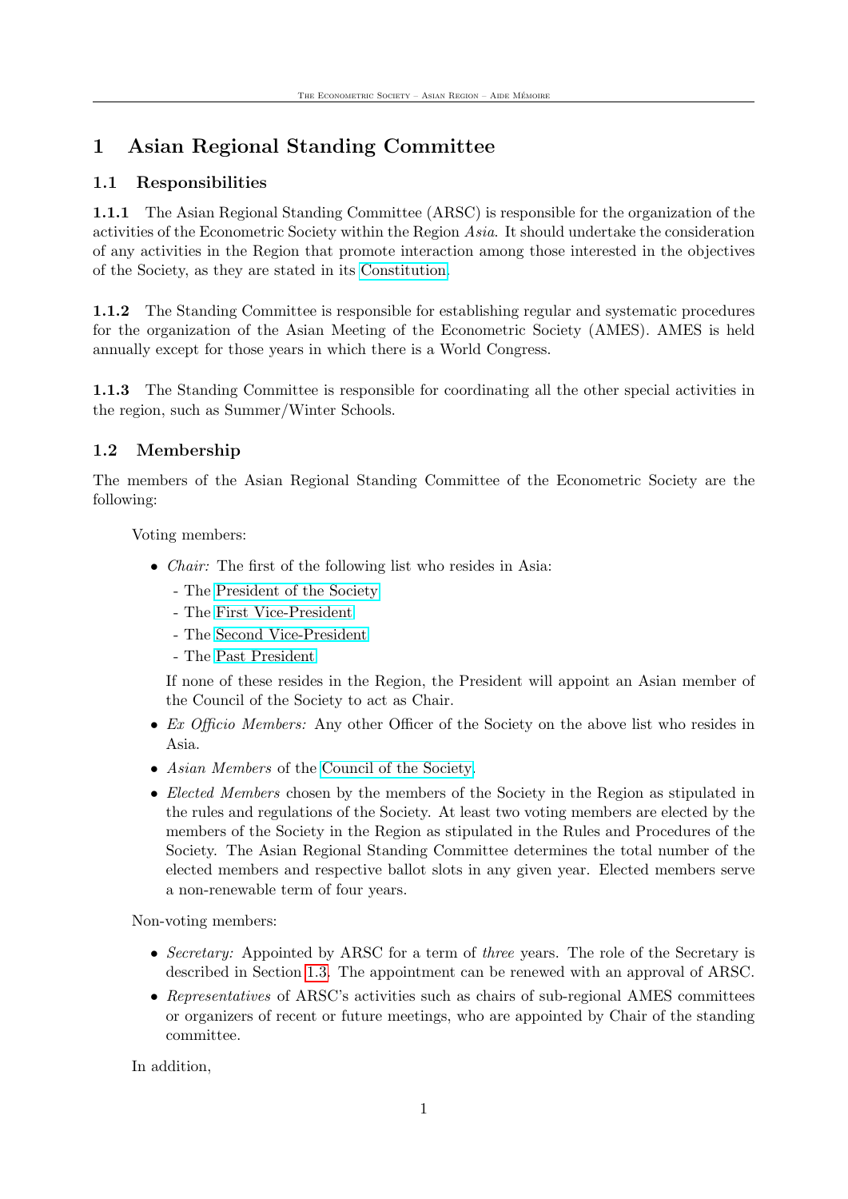# 1 Asian Regional Standing Committee

## 1.1 Responsibilities

**1.1.1** The Asian Regional Standing Committee (ARSC) is responsible for the organization of the activities of the Econometric Society within the Region *Asia*. It should undertake the consideration of any activities in the Region that promote interaction among those interested in the objectives of the Society, as they are stated in its Constitution.

**1.1.2** The Standing Committee is responsible for establishing regular and systematic procedures for the organization of the Asian Meeting of the Econometric Society (AMES). AMES is held annually except for those years in which there is a World Congress.

**1.1.3** The Standing Committee is responsible for coordinating all the other special activities in the region, such as Summer/Winter Schools.

## 1.2 Membership

The members of the Asian Regional Standing Committee of the Econometric Society are the following:

Voting members:

- *Chair:* The first of the following list who resides in Asia:
  - The President of the Society
  - The First Vice-President
  - The Second Vice-President
  - The Past President

  If none of these resides in the Region, the President will appoint an Asian member of the Council of the Society to act as Chair.
- *Ex Officio Members:* Any other Officer of the Society on the above list who resides in Asia.
- *Asian Members* of the Council of the Society.
- *Elected Members* chosen by the members of the Society in the Region as stipulated in the rules and regulations of the Society. At least two voting members are elected by the members of the Society in the Region as stipulated in the Rules and Procedures of the Society. The Asian Regional Standing Committee determines the total number of the elected members and respective ballot slots in any given year. Elected members serve a non-renewable term of four years.

Non-voting members:

- *Secretary:* Appointed by ARSC for a term of *three* years. The role of the Secretary is described in Section 1.3. The appointment can be renewed with an approval of ARSC.
- *Representatives* of ARSC's activities such as chairs of sub-regional AMES committees or organizers of recent or future meetings, who are appointed by Chair of the standing committee.

In addition,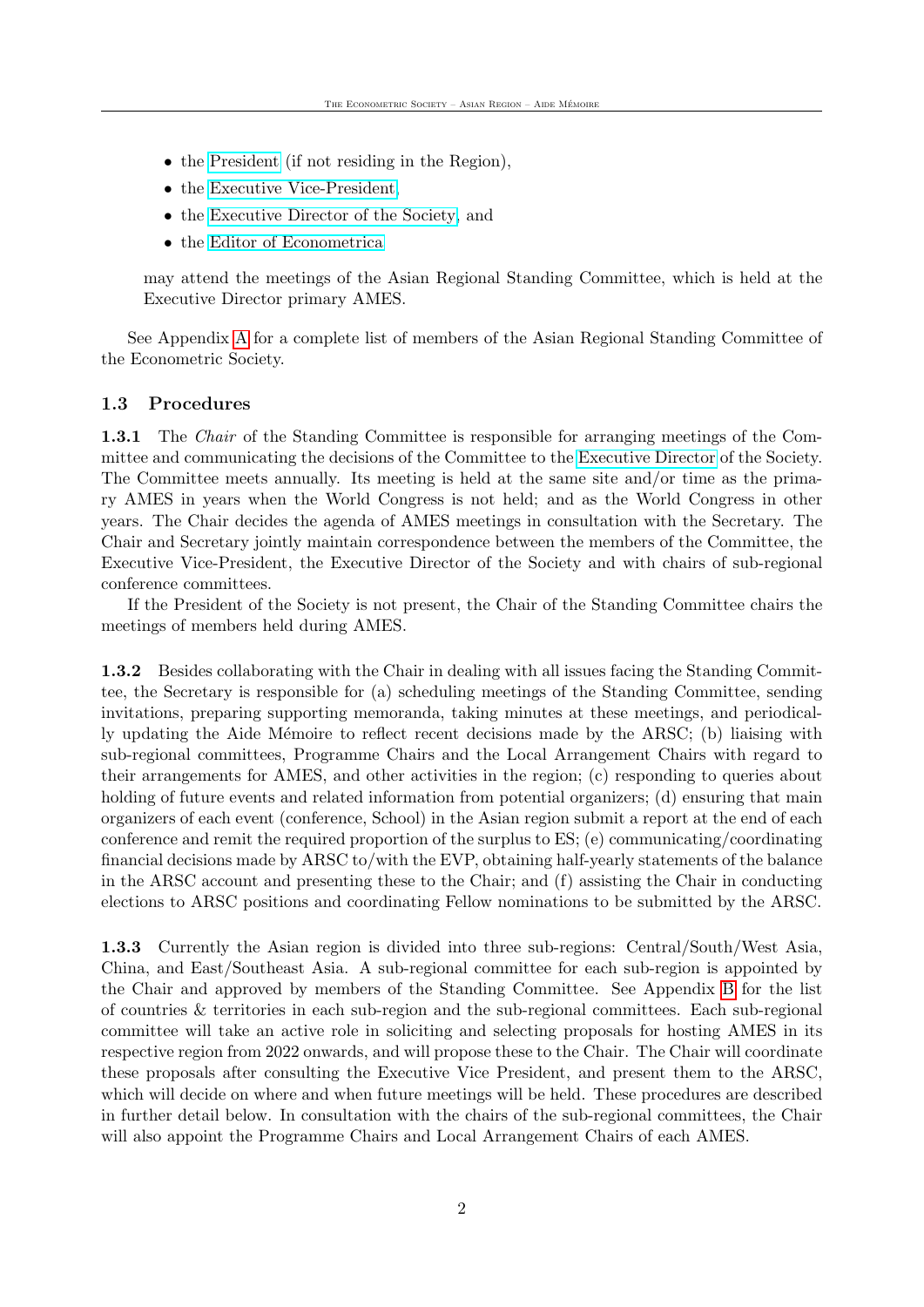- the President (if not residing in the Region),
- the Executive Vice-President,
- the Executive Director of the Society, and
- the Editor of Econometrica

may attend the meetings of the Asian Regional Standing Committee, which is held at the Executive Director primary AMES.

See Appendix A for a complete list of members of the Asian Regional Standing Committee of the Econometric Society.

### 1.3 Procedures

**1.3.1** The *Chair* of the Standing Committee is responsible for arranging meetings of the Committee and communicating the decisions of the Committee to the Executive Director of the Society. The Committee meets annually. Its meeting is held at the same site and/or time as the primary AMES in years when the World Congress is not held; and as the World Congress in other years. The Chair decides the agenda of AMES meetings in consultation with the Secretary. The Chair and Secretary jointly maintain correspondence between the members of the Committee, the Executive Vice-President, the Executive Director of the Society and with chairs of sub-regional conference committees.

If the President of the Society is not present, the Chair of the Standing Committee chairs the meetings of members held during AMES.

**1.3.2** Besides collaborating with the Chair in dealing with all issues facing the Standing Committee, the Secretary is responsible for (a) scheduling meetings of the Standing Committee, sending invitations, preparing supporting memoranda, taking minutes at these meetings, and periodically updating the Aide Mémoire to reflect recent decisions made by the ARSC; (b) liaising with sub-regional committees, Programme Chairs and the Local Arrangement Chairs with regard to their arrangements for AMES, and other activities in the region; (c) responding to queries about holding of future events and related information from potential organizers; (d) ensuring that main organizers of each event (conference, School) in the Asian region submit a report at the end of each conference and remit the required proportion of the surplus to ES; (e) communicating/coordinating financial decisions made by ARSC to/with the EVP, obtaining half-yearly statements of the balance in the ARSC account and presenting these to the Chair; and (f) assisting the Chair in conducting elections to ARSC positions and coordinating Fellow nominations to be submitted by the ARSC.

**1.3.3** Currently the Asian region is divided into three sub-regions: Central/South/West Asia, China, and East/Southeast Asia. A sub-regional committee for each sub-region is appointed by the Chair and approved by members of the Standing Committee. See Appendix B for the list of countries & territories in each sub-region and the sub-regional committees. Each sub-regional committee will take an active role in soliciting and selecting proposals for hosting AMES in its respective region from 2022 onwards, and will propose these to the Chair. The Chair will coordinate these proposals after consulting the Executive Vice President, and present them to the ARSC, which will decide on where and when future meetings will be held. These procedures are described in further detail below. In consultation with the chairs of the sub-regional committees, the Chair will also appoint the Programme Chairs and Local Arrangement Chairs of each AMES.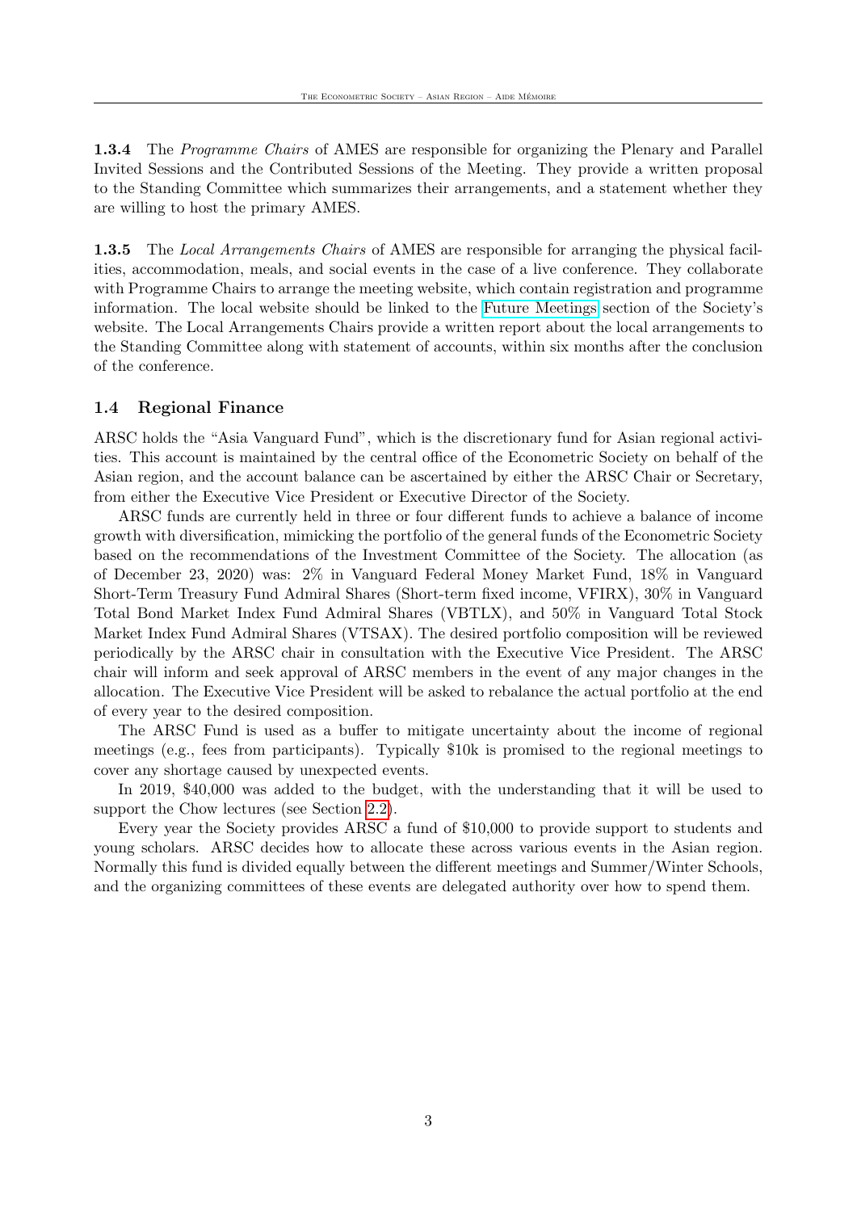**1.3.4** The *Programme Chairs* of AMES are responsible for organizing the Plenary and Parallel Invited Sessions and the Contributed Sessions of the Meeting. They provide a written proposal to the Standing Committee which summarizes their arrangements, and a statement whether they are willing to host the primary AMES.

**1.3.5** The *Local Arrangements Chairs* of AMES are responsible for arranging the physical facilities, accommodation, meals, and social events in the case of a live conference. They collaborate with Programme Chairs to arrange the meeting website, which contain registration and programme information. The local website should be linked to the Future Meetings section of the Society's website. The Local Arrangements Chairs provide a written report about the local arrangements to the Standing Committee along with statement of accounts, within six months after the conclusion of the conference.

### 1.4 Regional Finance

ARSC holds the "Asia Vanguard Fund", which is the discretionary fund for Asian regional activities. This account is maintained by the central office of the Econometric Society on behalf of the Asian region, and the account balance can be ascertained by either the ARSC Chair or Secretary, from either the Executive Vice President or Executive Director of the Society.

ARSC funds are currently held in three or four different funds to achieve a balance of income growth with diversification, mimicking the portfolio of the general funds of the Econometric Society based on the recommendations of the Investment Committee of the Society. The allocation (as of December 23, 2020) was: 2% in Vanguard Federal Money Market Fund, 18% in Vanguard Short-Term Treasury Fund Admiral Shares (Short-term fixed income, VFIRX), 30% in Vanguard Total Bond Market Index Fund Admiral Shares (VBTLX), and 50% in Vanguard Total Stock Market Index Fund Admiral Shares (VTSAX). The desired portfolio composition will be reviewed periodically by the ARSC chair in consultation with the Executive Vice President. The ARSC chair will inform and seek approval of ARSC members in the event of any major changes in the allocation. The Executive Vice President will be asked to rebalance the actual portfolio at the end of every year to the desired composition.

The ARSC Fund is used as a buffer to mitigate uncertainty about the income of regional meetings (e.g., fees from participants). Typically $10k is promised to the regional meetings to cover any shortage caused by unexpected events.

In 2019, $40,000 was added to the budget, with the understanding that it will be used to support the Chow lectures (see Section 2.2).

Every year the Society provides ARSC a fund of $10,000 to provide support to students and young scholars. ARSC decides how to allocate these across various events in the Asian region. Normally this fund is divided equally between the different meetings and Summer/Winter Schools, and the organizing committees of these events are delegated authority over how to spend them.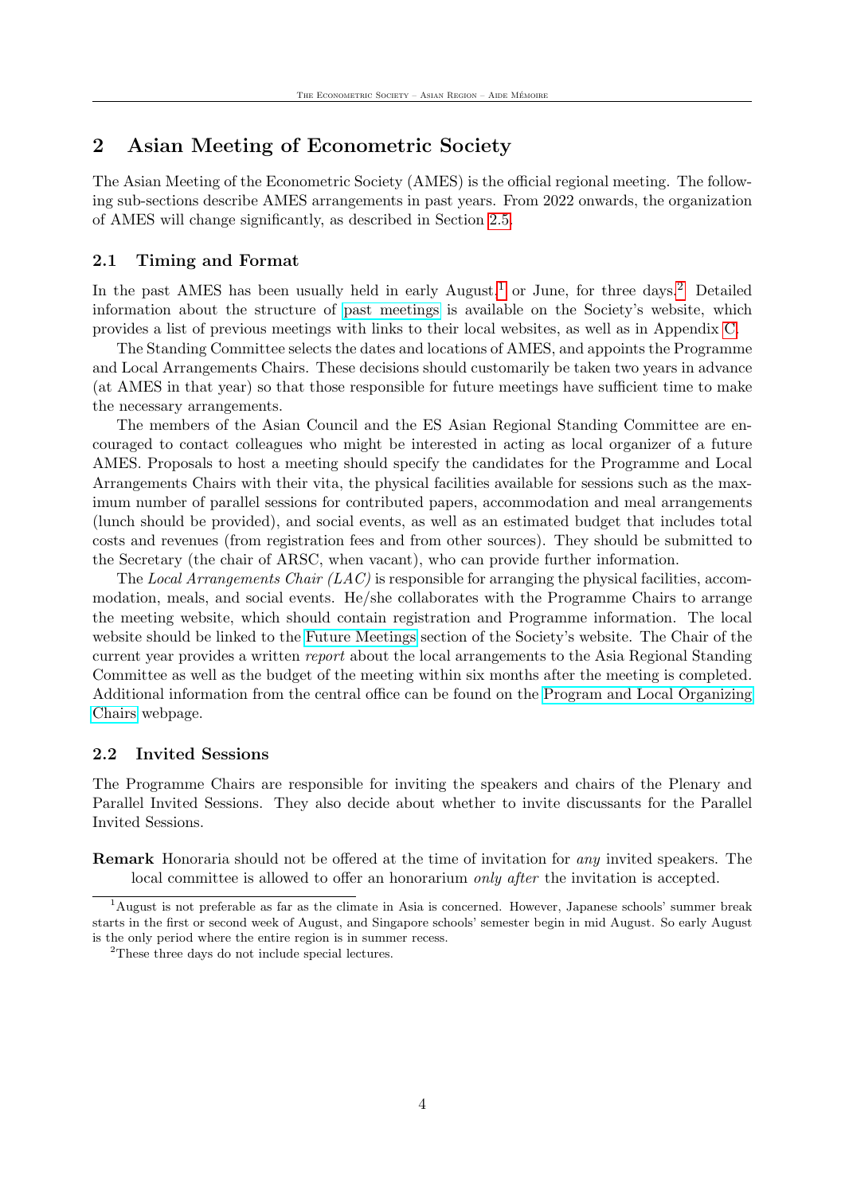## 2 Asian Meeting of Econometric Society

The Asian Meeting of the Econometric Society (AMES) is the official regional meeting. The following sub-sections describe AMES arrangements in past years. From 2022 onwards, the organization of AMES will change significantly, as described in Section 2.5.

### 2.1 Timing and Format

In the past AMES has been usually held in early August[1] or June, for three days.[2] Detailed information about the structure of past meetings is available on the Society's website, which provides a list of previous meetings with links to their local websites, as well as in Appendix C.

The Standing Committee selects the dates and locations of AMES, and appoints the Programme and Local Arrangements Chairs. These decisions should customarily be taken two years in advance (at AMES in that year) so that those responsible for future meetings have sufficient time to make the necessary arrangements.

The members of the Asian Council and the ES Asian Regional Standing Committee are encouraged to contact colleagues who might be interested in acting as local organizer of a future AMES. Proposals to host a meeting should specify the candidates for the Programme and Local Arrangements Chairs with their vita, the physical facilities available for sessions such as the maximum number of parallel sessions for contributed papers, accommodation and meal arrangements (lunch should be provided), and social events, as well as an estimated budget that includes total costs and revenues (from registration fees and from other sources). They should be submitted to the Secretary (the chair of ARSC, when vacant), who can provide further information.

The *Local Arrangements Chair (LAC)* is responsible for arranging the physical facilities, accommodation, meals, and social events. He/she collaborates with the Programme Chairs to arrange the meeting website, which should contain registration and Programme information. The local website should be linked to the Future Meetings section of the Society's website. The Chair of the current year provides a written *report* about the local arrangements to the Asia Regional Standing Committee as well as the budget of the meeting within six months after the meeting is completed. Additional information from the central office can be found on the Program and Local Organizing Chairs webpage.

### 2.2 Invited Sessions

The Programme Chairs are responsible for inviting the speakers and chairs of the Plenary and Parallel Invited Sessions. They also decide about whether to invite discussants for the Parallel Invited Sessions.

**Remark** Honoraria should not be offered at the time of invitation for *any* invited speakers. The local committee is allowed to offer an honorarium *only after* the invitation is accepted.

---

[1] August is not preferable as far as the climate in Asia is concerned. However, Japanese schools' summer break starts in the first or second week of August, and Singapore schools' semester begin in mid August. So early August is the only period where the entire region is in summer recess.

[2] These three days do not include special lectures.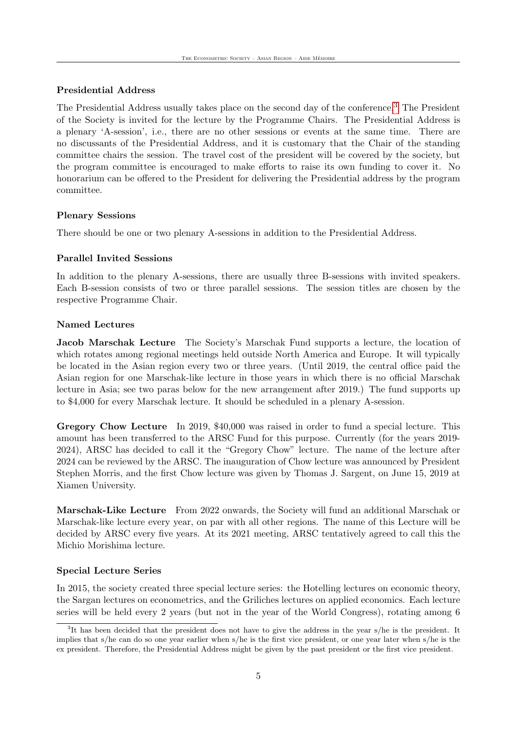### Presidential Address

The Presidential Address usually takes place on the second day of the conference.[3] The President of the Society is invited for the lecture by the Programme Chairs. The Presidential Address is a plenary 'A-session', i.e., there are no other sessions or events at the same time. There are no discussants of the Presidential Address, and it is customary that the Chair of the standing committee chairs the session. The travel cost of the president will be covered by the society, but the program committee is encouraged to make efforts to raise its own funding to cover it. No honorarium can be offered to the President for delivering the Presidential address by the program committee.

### Plenary Sessions

There should be one or two plenary A-sessions in addition to the Presidential Address.

### Parallel Invited Sessions

In addition to the plenary A-sessions, there are usually three B-sessions with invited speakers. Each B-session consists of two or three parallel sessions. The session titles are chosen by the respective Programme Chair.

### Named Lectures

**Jacob Marschak Lecture** The Society's Marschak Fund supports a lecture, the location of which rotates among regional meetings held outside North America and Europe. It will typically be located in the Asian region every two or three years. (Until 2019, the central office paid the Asian region for one Marschak-like lecture in those years in which there is no official Marschak lecture in Asia; see two paras below for the new arrangement after 2019.) The fund supports up to $4,000 for every Marschak lecture. It should be scheduled in a plenary A-session.

**Gregory Chow Lecture** In 2019, $40,000 was raised in order to fund a special lecture. This amount has been transferred to the ARSC Fund for this purpose. Currently (for the years 2019-2024), ARSC has decided to call it the "Gregory Chow" lecture. The name of the lecture after 2024 can be reviewed by the ARSC. The inauguration of Chow lecture was announced by President Stephen Morris, and the first Chow lecture was given by Thomas J. Sargent, on June 15, 2019 at Xiamen University.

**Marschak-Like Lecture** From 2022 onwards, the Society will fund an additional Marschak or Marschak-like lecture every year, on par with all other regions. The name of this Lecture will be decided by ARSC every five years. At its 2021 meeting, ARSC tentatively agreed to call this the Michio Morishima lecture.

### Special Lecture Series

In 2015, the society created three special lecture series: the Hotelling lectures on economic theory, the Sargan lectures on econometrics, and the Griliches lectures on applied economics. Each lecture series will be held every 2 years (but not in the year of the World Congress), rotating among 6

[3] It has been decided that the president does not have to give the address in the year s/he is the president. It implies that s/he can do so one year earlier when s/he is the first vice president, or one year later when s/he is the ex president. Therefore, the Presidential Address might be given by the past president or the first vice president.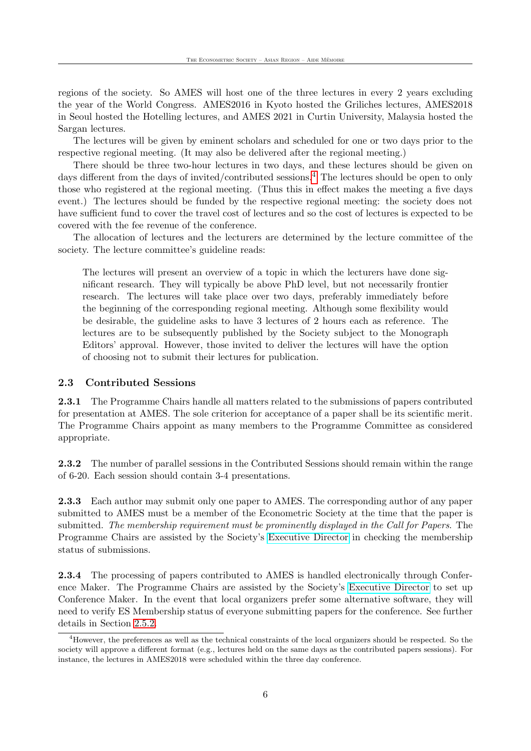regions of the society. So AMES will host one of the three lectures in every 2 years excluding the year of the World Congress. AMES2016 in Kyoto hosted the Griliches lectures, AMES2018 in Seoul hosted the Hotelling lectures, and AMES 2021 in Curtin University, Malaysia hosted the Sargan lectures.

The lectures will be given by eminent scholars and scheduled for one or two days prior to the respective regional meeting. (It may also be delivered after the regional meeting.)

There should be three two-hour lectures in two days, and these lectures should be given on days different from the days of invited/contributed sessions.[4] The lectures should be open to only those who registered at the regional meeting. (Thus this in effect makes the meeting a five days event.) The lectures should be funded by the respective regional meeting: the society does not have sufficient fund to cover the travel cost of lectures and so the cost of lectures is expected to be covered with the fee revenue of the conference.

The allocation of lectures and the lecturers are determined by the lecture committee of the society. The lecture committee's guideline reads:

> The lectures will present an overview of a topic in which the lecturers have done significant research. They will typically be above PhD level, but not necessarily frontier research. The lectures will take place over two days, preferably immediately before the beginning of the corresponding regional meeting. Although some flexibility would be desirable, the guideline asks to have 3 lectures of 2 hours each as reference. The lectures are to be subsequently published by the Society subject to the Monograph Editors' approval. However, those invited to deliver the lectures will have the option of choosing not to submit their lectures for publication.

### 2.3 Contributed Sessions

**2.3.1** The Programme Chairs handle all matters related to the submissions of papers contributed for presentation at AMES. The sole criterion for acceptance of a paper shall be its scientific merit. The Programme Chairs appoint as many members to the Programme Committee as considered appropriate.

**2.3.2** The number of parallel sessions in the Contributed Sessions should remain within the range of 6-20. Each session should contain 3-4 presentations.

**2.3.3** Each author may submit only one paper to AMES. The corresponding author of any paper submitted to AMES must be a member of the Econometric Society at the time that the paper is submitted. *The membership requirement must be prominently displayed in the Call for Papers.* The Programme Chairs are assisted by the Society's Executive Director in checking the membership status of submissions.

**2.3.4** The processing of papers contributed to AMES is handled electronically through Conference Maker. The Programme Chairs are assisted by the Society's Executive Director to set up Conference Maker. In the event that local organizers prefer some alternative software, they will need to verify ES Membership status of everyone submitting papers for the conference. See further details in Section 2.5.2.

[4] However, the preferences as well as the technical constraints of the local organizers should be respected. So the society will approve a different format (e.g., lectures held on the same days as the contributed papers sessions). For instance, the lectures in AMES2018 were scheduled within the three day conference.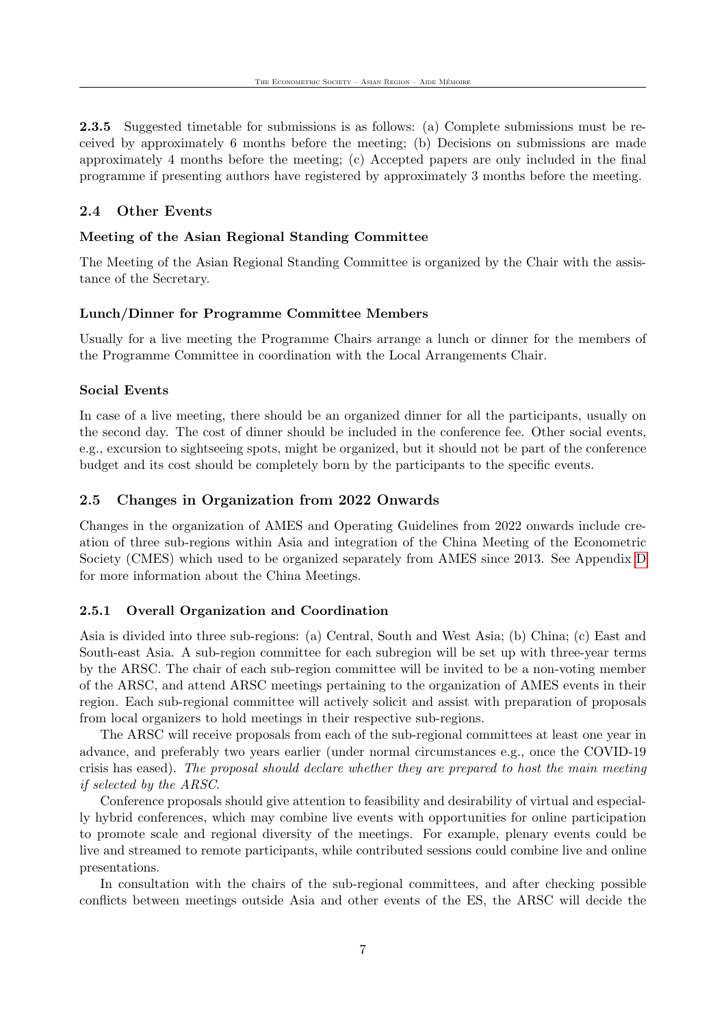**2.3.5** Suggested timetable for submissions is as follows: (a) Complete submissions must be received by approximately 6 months before the meeting; (b) Decisions on submissions are made approximately 4 months before the meeting; (c) Accepted papers are only included in the final programme if presenting authors have registered by approximately 3 months before the meeting.

### 2.4 Other Events

**Meeting of the Asian Regional Standing Committee**

The Meeting of the Asian Regional Standing Committee is organized by the Chair with the assistance of the Secretary.

**Lunch/Dinner for Programme Committee Members**

Usually for a live meeting the Programme Chairs arrange a lunch or dinner for the members of the Programme Committee in coordination with the Local Arrangements Chair.

**Social Events**

In case of a live meeting, there should be an organized dinner for all the participants, usually on the second day. The cost of dinner should be included in the conference fee. Other social events, e.g., excursion to sightseeing spots, might be organized, but it should not be part of the conference budget and its cost should be completely born by the participants to the specific events.

### 2.5 Changes in Organization from 2022 Onwards

Changes in the organization of AMES and Operating Guidelines from 2022 onwards include creation of three sub-regions within Asia and integration of the China Meeting of the Econometric Society (CMES) which used to be organized separately from AMES since 2013. See Appendix D for more information about the China Meetings.

#### 2.5.1 Overall Organization and Coordination

Asia is divided into three sub-regions: (a) Central, South and West Asia; (b) China; (c) East and South-east Asia. A sub-region committee for each subregion will be set up with three-year terms by the ARSC. The chair of each sub-region committee will be invited to be a non-voting member of the ARSC, and attend ARSC meetings pertaining to the organization of AMES events in their region. Each sub-regional committee will actively solicit and assist with preparation of proposals from local organizers to hold meetings in their respective sub-regions.

The ARSC will receive proposals from each of the sub-regional committees at least one year in advance, and preferably two years earlier (under normal circumstances e.g., once the COVID-19 crisis has eased). *The proposal should declare whether they are prepared to host the main meeting if selected by the ARSC.*

Conference proposals should give attention to feasibility and desirability of virtual and especially hybrid conferences, which may combine live events with opportunities for online participation to promote scale and regional diversity of the meetings. For example, plenary events could be live and streamed to remote participants, while contributed sessions could combine live and online presentations.

In consultation with the chairs of the sub-regional committees, and after checking possible conflicts between meetings outside Asia and other events of the ES, the ARSC will decide the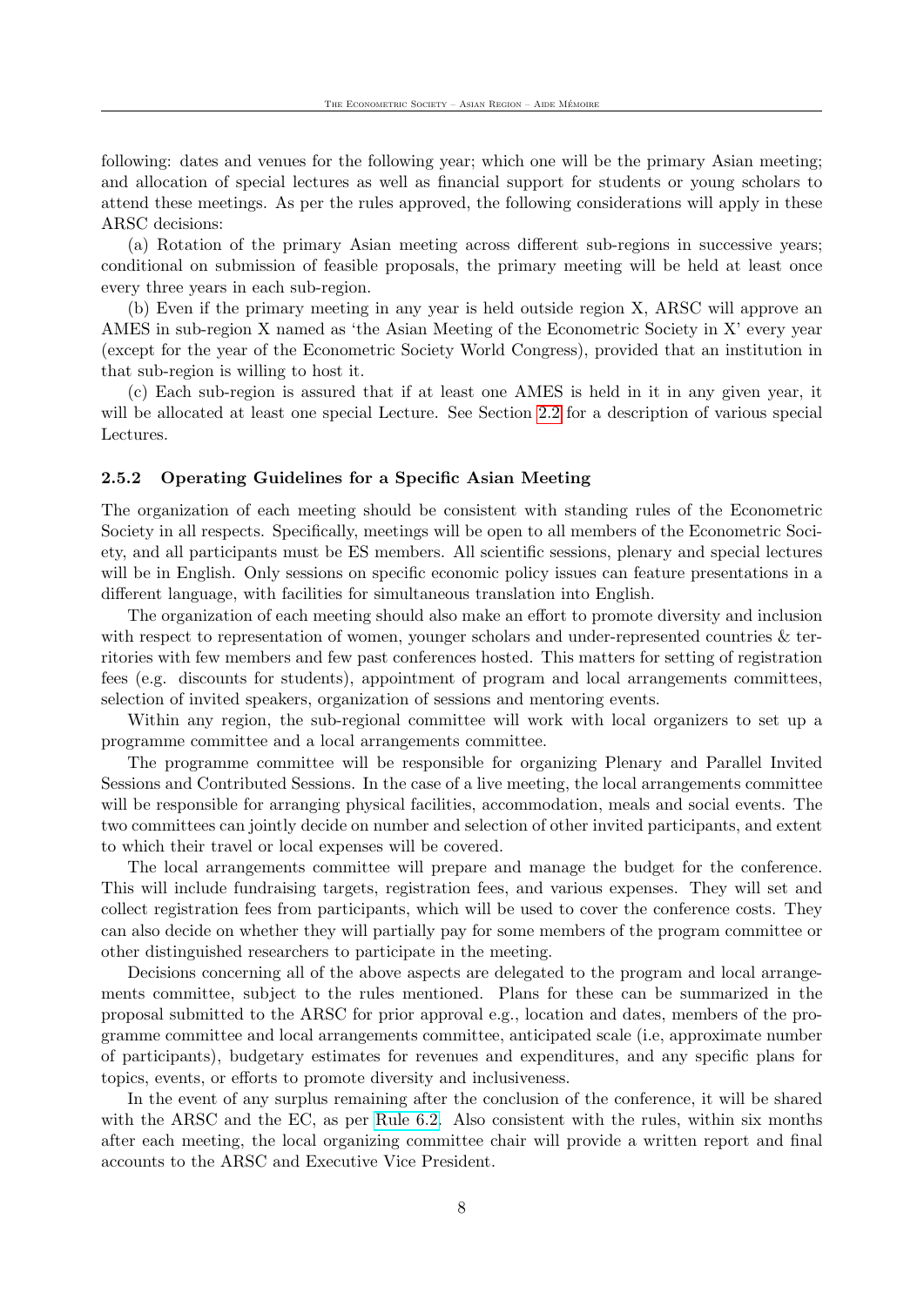following: dates and venues for the following year; which one will be the primary Asian meeting; and allocation of special lectures as well as financial support for students or young scholars to attend these meetings. As per the rules approved, the following considerations will apply in these ARSC decisions:

(a) Rotation of the primary Asian meeting across different sub-regions in successive years; conditional on submission of feasible proposals, the primary meeting will be held at least once every three years in each sub-region.

(b) Even if the primary meeting in any year is held outside region X, ARSC will approve an AMES in sub-region X named as 'the Asian Meeting of the Econometric Society in X' every year (except for the year of the Econometric Society World Congress), provided that an institution in that sub-region is willing to host it.

(c) Each sub-region is assured that if at least one AMES is held in it in any given year, it will be allocated at least one special Lecture. See Section 2.2 for a description of various special Lectures.

#### 2.5.2 Operating Guidelines for a Specific Asian Meeting

The organization of each meeting should be consistent with standing rules of the Econometric Society in all respects. Specifically, meetings will be open to all members of the Econometric Society, and all participants must be ES members. All scientific sessions, plenary and special lectures will be in English. Only sessions on specific economic policy issues can feature presentations in a different language, with facilities for simultaneous translation into English.

The organization of each meeting should also make an effort to promote diversity and inclusion with respect to representation of women, younger scholars and under-represented countries & territories with few members and few past conferences hosted. This matters for setting of registration fees (e.g. discounts for students), appointment of program and local arrangements committees, selection of invited speakers, organization of sessions and mentoring events.

Within any region, the sub-regional committee will work with local organizers to set up a programme committee and a local arrangements committee.

The programme committee will be responsible for organizing Plenary and Parallel Invited Sessions and Contributed Sessions. In the case of a live meeting, the local arrangements committee will be responsible for arranging physical facilities, accommodation, meals and social events. The two committees can jointly decide on number and selection of other invited participants, and extent to which their travel or local expenses will be covered.

The local arrangements committee will prepare and manage the budget for the conference. This will include fundraising targets, registration fees, and various expenses. They will set and collect registration fees from participants, which will be used to cover the conference costs. They can also decide on whether they will partially pay for some members of the program committee or other distinguished researchers to participate in the meeting.

Decisions concerning all of the above aspects are delegated to the program and local arrangements committee, subject to the rules mentioned. Plans for these can be summarized in the proposal submitted to the ARSC for prior approval e.g., location and dates, members of the programme committee and local arrangements committee, anticipated scale (i.e, approximate number of participants), budgetary estimates for revenues and expenditures, and any specific plans for topics, events, or efforts to promote diversity and inclusiveness.

In the event of any surplus remaining after the conclusion of the conference, it will be shared with the ARSC and the EC, as per Rule 6.2. Also consistent with the rules, within six months after each meeting, the local organizing committee chair will provide a written report and final accounts to the ARSC and Executive Vice President.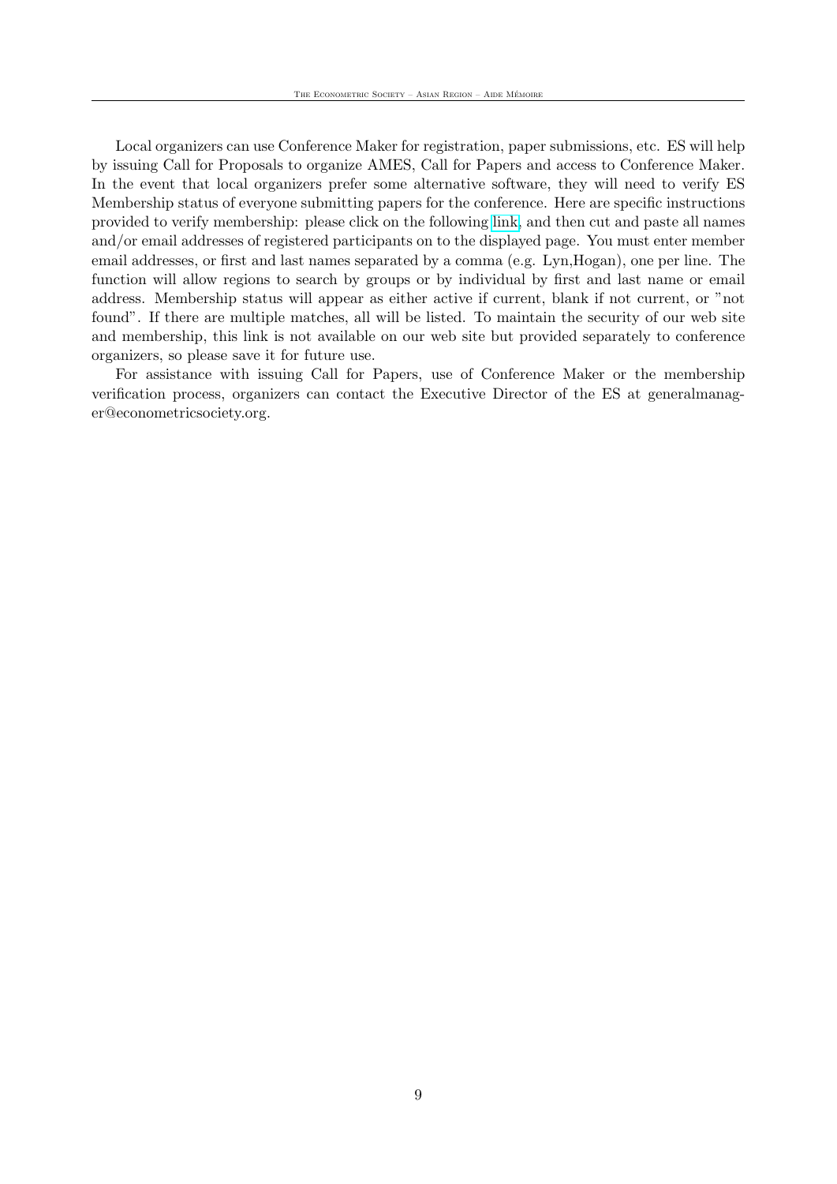Local organizers can use Conference Maker for registration, paper submissions, etc. ES will help by issuing Call for Proposals to organize AMES, Call for Papers and access to Conference Maker. In the event that local organizers prefer some alternative software, they will need to verify ES Membership status of everyone submitting papers for the conference. Here are specific instructions provided to verify membership: please click on the following link, and then cut and paste all names and/or email addresses of registered participants on to the displayed page. You must enter member email addresses, or first and last names separated by a comma (e.g. Lyn,Hogan), one per line. The function will allow regions to search by groups or by individual by first and last name or email address. Membership status will appear as either active if current, blank if not current, or "not found". If there are multiple matches, all will be listed. To maintain the security of our web site and membership, this link is not available on our web site but provided separately to conference organizers, so please save it for future use.

For assistance with issuing Call for Papers, use of Conference Maker or the membership verification process, organizers can contact the Executive Director of the ES at generalmanager@econometricsociety.org.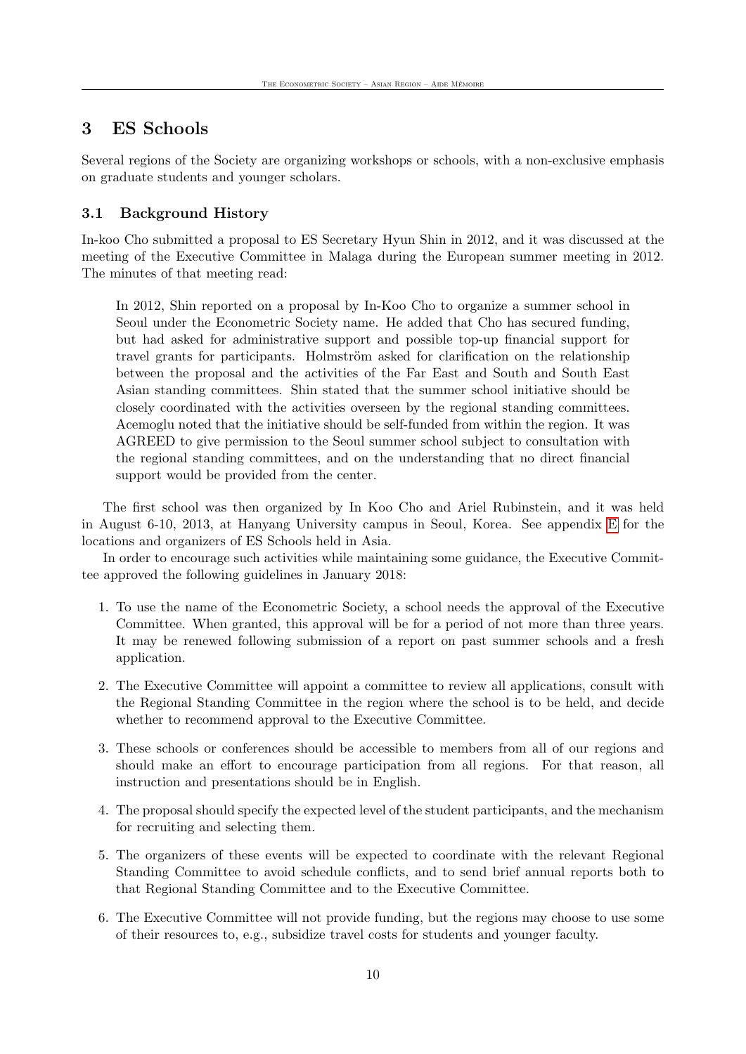## 3 ES Schools

Several regions of the Society are organizing workshops or schools, with a non-exclusive emphasis on graduate students and younger scholars.

### 3.1 Background History

In-koo Cho submitted a proposal to ES Secretary Hyun Shin in 2012, and it was discussed at the meeting of the Executive Committee in Malaga during the European summer meeting in 2012. The minutes of that meeting read:

> In 2012, Shin reported on a proposal by In-Koo Cho to organize a summer school in Seoul under the Econometric Society name. He added that Cho has secured funding, but had asked for administrative support and possible top-up financial support for travel grants for participants. Holmström asked for clarification on the relationship between the proposal and the activities of the Far East and South and South East Asian standing committees. Shin stated that the summer school initiative should be closely coordinated with the activities overseen by the regional standing committees. Acemoglu noted that the initiative should be self-funded from within the region. It was AGREED to give permission to the Seoul summer school subject to consultation with the regional standing committees, and on the understanding that no direct financial support would be provided from the center.

The first school was then organized by In Koo Cho and Ariel Rubinstein, and it was held in August 6-10, 2013, at Hanyang University campus in Seoul, Korea. See appendix E for the locations and organizers of ES Schools held in Asia.

In order to encourage such activities while maintaining some guidance, the Executive Committee approved the following guidelines in January 2018:

1. To use the name of the Econometric Society, a school needs the approval of the Executive Committee. When granted, this approval will be for a period of not more than three years. It may be renewed following submission of a report on past summer schools and a fresh application.
2. The Executive Committee will appoint a committee to review all applications, consult with the Regional Standing Committee in the region where the school is to be held, and decide whether to recommend approval to the Executive Committee.
3. These schools or conferences should be accessible to members from all of our regions and should make an effort to encourage participation from all regions. For that reason, all instruction and presentations should be in English.
4. The proposal should specify the expected level of the student participants, and the mechanism for recruiting and selecting them.
5. The organizers of these events will be expected to coordinate with the relevant Regional Standing Committee to avoid schedule conflicts, and to send brief annual reports both to that Regional Standing Committee and to the Executive Committee.
6. The Executive Committee will not provide funding, but the regions may choose to use some of their resources to, e.g., subsidize travel costs for students and younger faculty.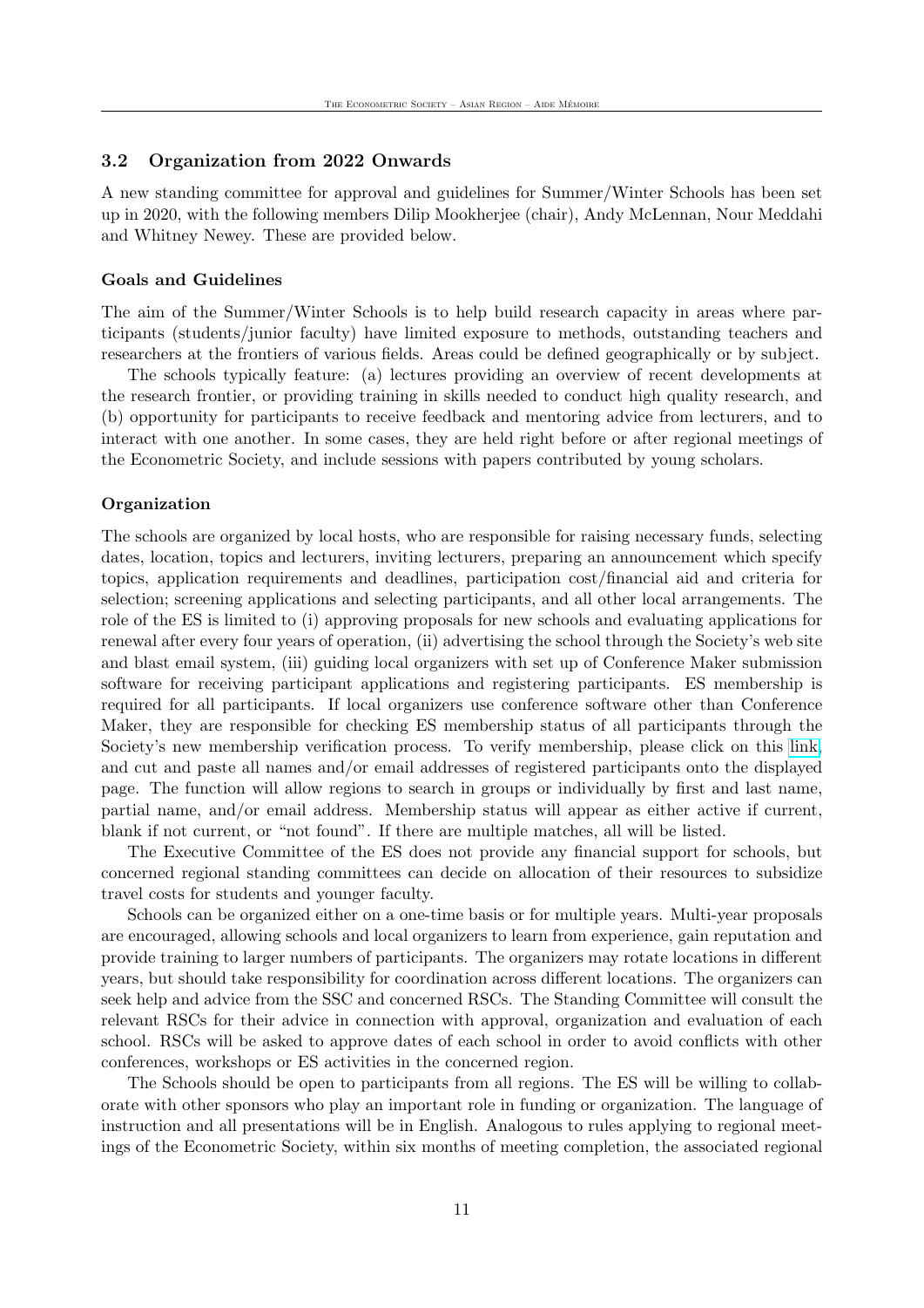### 3.2 Organization from 2022 Onwards

A new standing committee for approval and guidelines for Summer/Winter Schools has been set up in 2020, with the following members Dilip Mookherjee (chair), Andy McLennan, Nour Meddahi and Whitney Newey. These are provided below.

#### Goals and Guidelines

The aim of the Summer/Winter Schools is to help build research capacity in areas where participants (students/junior faculty) have limited exposure to methods, outstanding teachers and researchers at the frontiers of various fields. Areas could be defined geographically or by subject.

The schools typically feature: (a) lectures providing an overview of recent developments at the research frontier, or providing training in skills needed to conduct high quality research, and (b) opportunity for participants to receive feedback and mentoring advice from lecturers, and to interact with one another. In some cases, they are held right before or after regional meetings of the Econometric Society, and include sessions with papers contributed by young scholars.

#### Organization

The schools are organized by local hosts, who are responsible for raising necessary funds, selecting dates, location, topics and lecturers, inviting lecturers, preparing an announcement which specify topics, application requirements and deadlines, participation cost/financial aid and criteria for selection; screening applications and selecting participants, and all other local arrangements. The role of the ES is limited to (i) approving proposals for new schools and evaluating applications for renewal after every four years of operation, (ii) advertising the school through the Society's web site and blast email system, (iii) guiding local organizers with set up of Conference Maker submission software for receiving participant applications and registering participants. ES membership is required for all participants. If local organizers use conference software other than Conference Maker, they are responsible for checking ES membership status of all participants through the Society's new membership verification process. To verify membership, please click on this link, and cut and paste all names and/or email addresses of registered participants onto the displayed page. The function will allow regions to search in groups or individually by first and last name, partial name, and/or email address. Membership status will appear as either active if current, blank if not current, or "not found". If there are multiple matches, all will be listed.

The Executive Committee of the ES does not provide any financial support for schools, but concerned regional standing committees can decide on allocation of their resources to subsidize travel costs for students and younger faculty.

Schools can be organized either on a one-time basis or for multiple years. Multi-year proposals are encouraged, allowing schools and local organizers to learn from experience, gain reputation and provide training to larger numbers of participants. The organizers may rotate locations in different years, but should take responsibility for coordination across different locations. The organizers can seek help and advice from the SSC and concerned RSCs. The Standing Committee will consult the relevant RSCs for their advice in connection with approval, organization and evaluation of each school. RSCs will be asked to approve dates of each school in order to avoid conflicts with other conferences, workshops or ES activities in the concerned region.

The Schools should be open to participants from all regions. The ES will be willing to collaborate with other sponsors who play an important role in funding or organization. The language of instruction and all presentations will be in English. Analogous to rules applying to regional meetings of the Econometric Society, within six months of meeting completion, the associated regional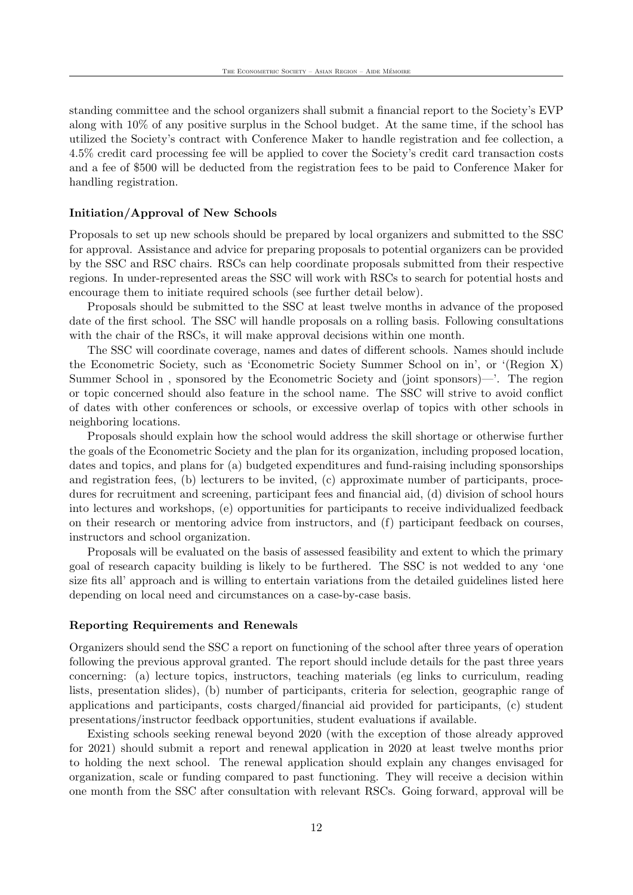standing committee and the school organizers shall submit a financial report to the Society's EVP along with 10% of any positive surplus in the School budget. At the same time, if the school has utilized the Society's contract with Conference Maker to handle registration and fee collection, a 4.5% credit card processing fee will be applied to cover the Society's credit card transaction costs and a fee of $500 will be deducted from the registration fees to be paid to Conference Maker for handling registration.

### Initiation/Approval of New Schools

Proposals to set up new schools should be prepared by local organizers and submitted to the SSC for approval. Assistance and advice for preparing proposals to potential organizers can be provided by the SSC and RSC chairs. RSCs can help coordinate proposals submitted from their respective regions. In under-represented areas the SSC will work with RSCs to search for potential hosts and encourage them to initiate required schools (see further detail below).

Proposals should be submitted to the SSC at least twelve months in advance of the proposed date of the first school. The SSC will handle proposals on a rolling basis. Following consultations with the chair of the RSCs, it will make approval decisions within one month.

The SSC will coordinate coverage, names and dates of different schools. Names should include the Econometric Society, such as 'Econometric Society Summer School on in', or '(Region X) Summer School in , sponsored by the Econometric Society and (joint sponsors)—'. The region or topic concerned should also feature in the school name. The SSC will strive to avoid conflict of dates with other conferences or schools, or excessive overlap of topics with other schools in neighboring locations.

Proposals should explain how the school would address the skill shortage or otherwise further the goals of the Econometric Society and the plan for its organization, including proposed location, dates and topics, and plans for (a) budgeted expenditures and fund-raising including sponsorships and registration fees, (b) lecturers to be invited, (c) approximate number of participants, procedures for recruitment and screening, participant fees and financial aid, (d) division of school hours into lectures and workshops, (e) opportunities for participants to receive individualized feedback on their research or mentoring advice from instructors, and (f) participant feedback on courses, instructors and school organization.

Proposals will be evaluated on the basis of assessed feasibility and extent to which the primary goal of research capacity building is likely to be furthered. The SSC is not wedded to any 'one size fits all' approach and is willing to entertain variations from the detailed guidelines listed here depending on local need and circumstances on a case-by-case basis.

### Reporting Requirements and Renewals

Organizers should send the SSC a report on functioning of the school after three years of operation following the previous approval granted. The report should include details for the past three years concerning: (a) lecture topics, instructors, teaching materials (eg links to curriculum, reading lists, presentation slides), (b) number of participants, criteria for selection, geographic range of applications and participants, costs charged/financial aid provided for participants, (c) student presentations/instructor feedback opportunities, student evaluations if available.

Existing schools seeking renewal beyond 2020 (with the exception of those already approved for 2021) should submit a report and renewal application in 2020 at least twelve months prior to holding the next school. The renewal application should explain any changes envisaged for organization, scale or funding compared to past functioning. They will receive a decision within one month from the SSC after consultation with relevant RSCs. Going forward, approval will be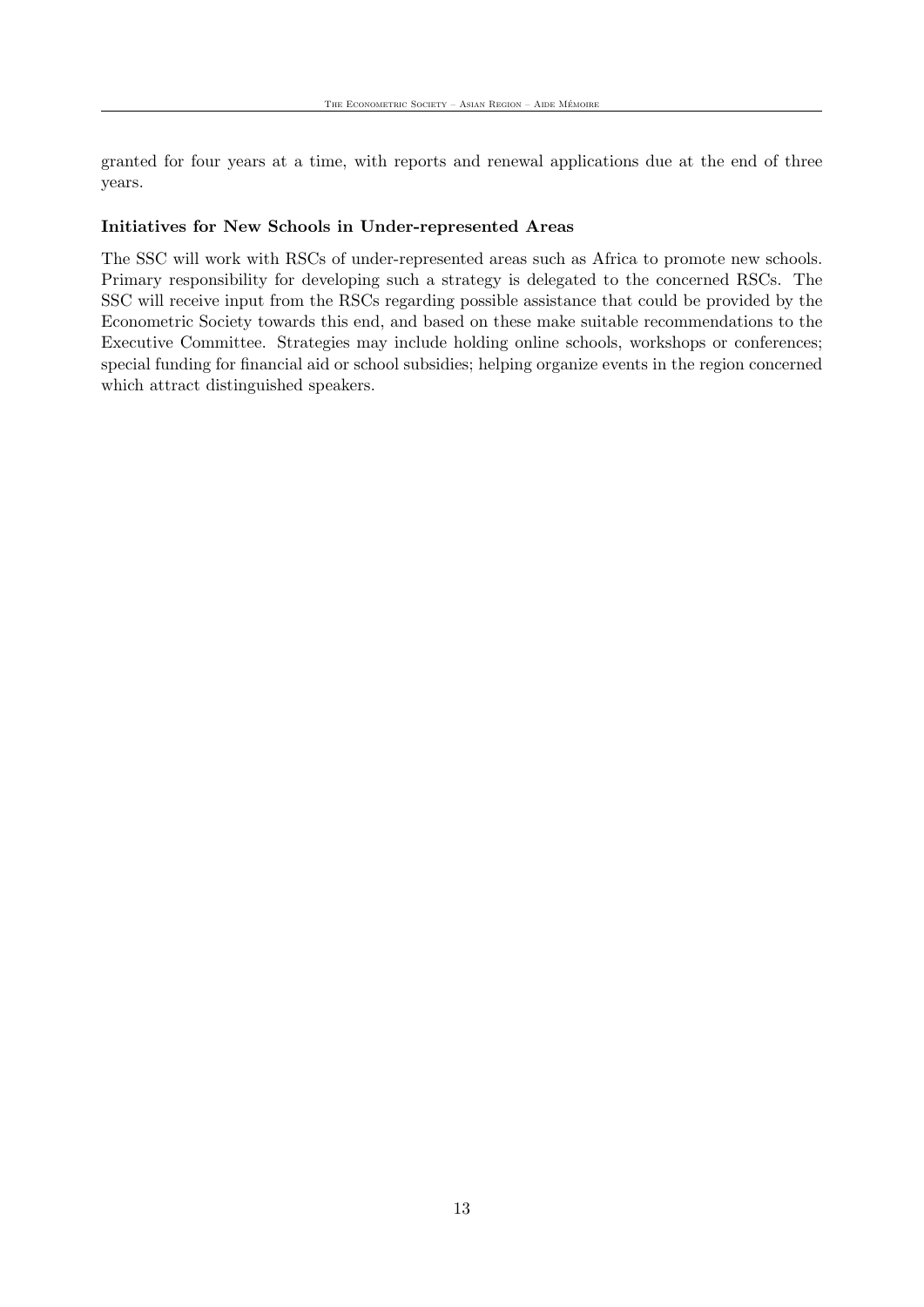granted for four years at a time, with reports and renewal applications due at the end of three years.

**Initiatives for New Schools in Under-represented Areas**

The SSC will work with RSCs of under-represented areas such as Africa to promote new schools. Primary responsibility for developing such a strategy is delegated to the concerned RSCs. The SSC will receive input from the RSCs regarding possible assistance that could be provided by the Econometric Society towards this end, and based on these make suitable recommendations to the Executive Committee. Strategies may include holding online schools, workshops or conferences; special funding for financial aid or school subsidies; helping organize events in the region concerned which attract distinguished speakers.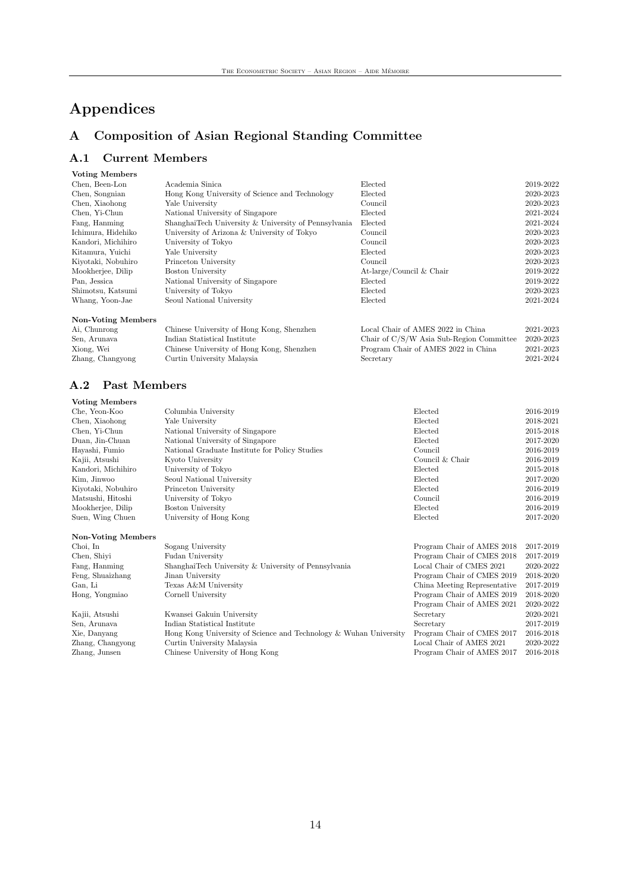# Appendices

## A Composition of Asian Regional Standing Committee

### A.1 Current Members

**Voting Members**

| Name | Institution | Role | Term |
|---|---|---|---|
| Chen, Been-Lon | Academia Sinica | Elected | 2019-2022 |
| Chen, Songnian | Hong Kong University of Science and Technology | Elected | 2020-2023 |
| Chen, Xiaohong | Yale University | Council | 2020-2023 |
| Chen, Yi-Chun | National University of Singapore | Elected | 2021-2024 |
| Fang, Hanming | ShanghaiTech University & University of Pennsylvania | Elected | 2021-2024 |
| Ichimura, Hidehiko | University of Arizona & University of Tokyo | Council | 2020-2023 |
| Kandori, Michihiro | University of Tokyo | Council | 2020-2023 |
| Kitamura, Yuichi | Yale University | Elected | 2020-2023 |
| Kiyotaki, Nobuhiro | Princeton University | Council | 2020-2023 |
| Mookherjee, Dilip | Boston University | At-large/Council & Chair | 2019-2022 |
| Pan, Jessica | National University of Singapore | Elected | 2019-2022 |
| Shimotsu, Katsumi | University of Tokyo | Elected | 2020-2023 |
| Whang, Yoon-Jae | Seoul National University | Elected | 2021-2024 |

**Non-Voting Members**

| Name | Institution | Role | Term |
|---|---|---|---|
| Ai, Chunrong | Chinese University of Hong Kong, Shenzhen | Local Chair of AMES 2022 in China | 2021-2023 |
| Sen, Arunava | Indian Statistical Institute | Chair of C/S/W Asia Sub-Region Committee | 2020-2023 |
| Xiong, Wei | Chinese University of Hong Kong, Shenzhen | Program Chair of AMES 2022 in China | 2021-2023 |
| Zhang, Changyong | Curtin University Malaysia | Secretary | 2021-2024 |

### A.2 Past Members

**Voting Members**

| Name | Institution | Role | Term |
|---|---|---|---|
| Che, Yeon-Koo | Columbia University | Elected | 2016-2019 |
| Chen, Xiaohong | Yale University | Elected | 2018-2021 |
| Chen, Yi-Chun | National University of Singapore | Elected | 2015-2018 |
| Duan, Jin-Chuan | National University of Singapore | Elected | 2017-2020 |
| Hayashi, Fumio | National Graduate Institute for Policy Studies | Council | 2016-2019 |
| Kajii, Atsushi | Kyoto University | Council & Chair | 2016-2019 |
| Kandori, Michihiro | University of Tokyo | Elected | 2015-2018 |
| Kim, Jinwoo | Seoul National University | Elected | 2017-2020 |
| Kiyotaki, Nobuhiro | Princeton University | Elected | 2016-2019 |
| Matsushi, Hitoshi | University of Tokyo | Council | 2016-2019 |
| Mookherjee, Dilip | Boston University | Elected | 2016-2019 |
| Suen, Wing Chuen | University of Hong Kong | Elected | 2017-2020 |

**Non-Voting Members**

| Name | Institution | Role | Term |
|---|---|---|---|
| Choi, In | Sogang University | Program Chair of AMES 2018 | 2017-2019 |
| Chen, Shiyi | Fudan University | Program Chair of CMES 2018 | 2017-2019 |
| Fang, Hanming | ShanghaiTech University & University of Pennsylvania | Local Chair of CMES 2021 | 2020-2022 |
| Feng, Shuaizhang | Jinan University | Program Chair of CMES 2019 | 2018-2020 |
| Gan, Li | Texas A&M University | China Meeting Representative | 2017-2019 |
| Hong, Yongmiao | Cornell University | Program Chair of AMES 2019 | 2018-2020 |
| | | Program Chair of AMES 2021 | 2020-2022 |
| Kajii, Atsushi | Kwansei Gakuin University | Secretary | 2020-2021 |
| Sen, Arunava | Indian Statistical Institute | Secretary | 2017-2019 |
| Xie, Danyang | Hong Kong University of Science and Technology & Wuhan University | Program Chair of CMES 2017 | 2016-2018 |
| Zhang, Changyong | Curtin University Malaysia | Local Chair of AMES 2021 | 2020-2022 |
| Zhang, Junsen | Chinese University of Hong Kong | Program Chair of AMES 2017 | 2016-2018 |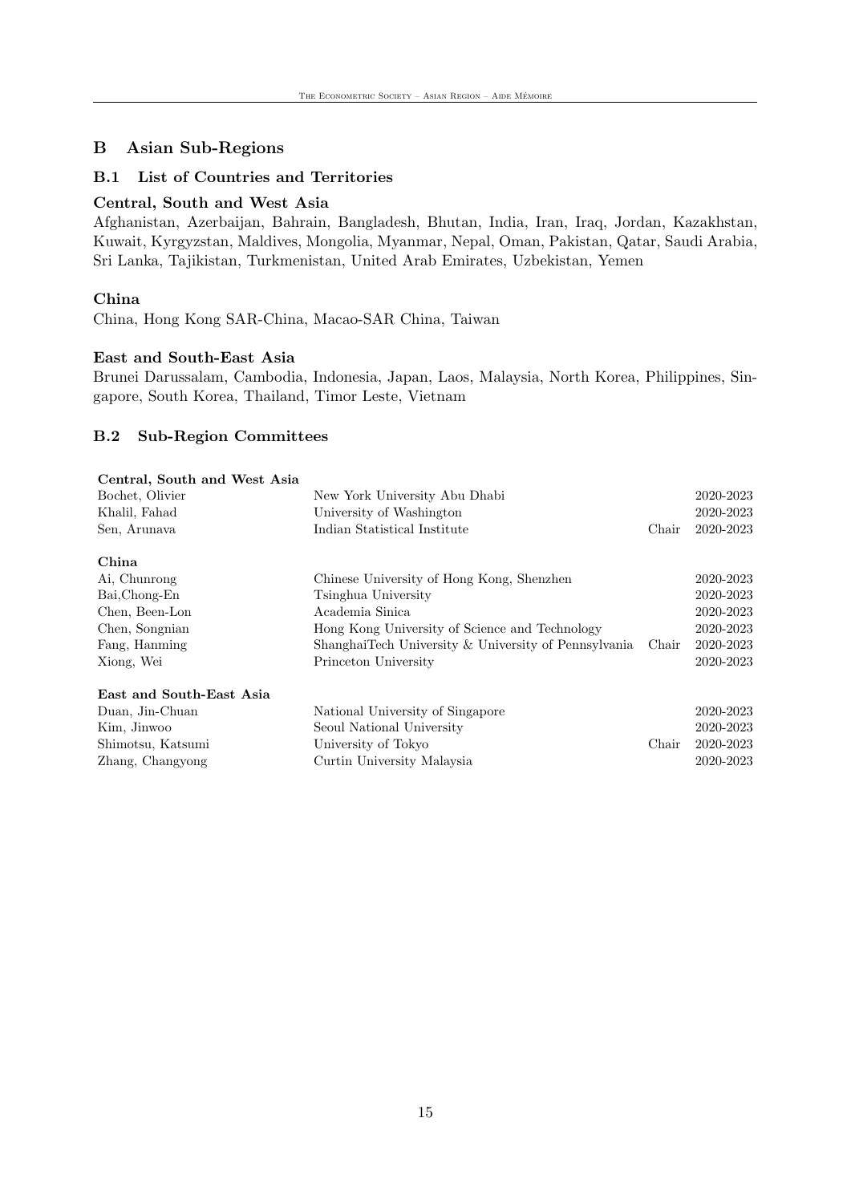## B Asian Sub-Regions

### B.1 List of Countries and Territories

#### Central, South and West Asia

Afghanistan, Azerbaijan, Bahrain, Bangladesh, Bhutan, India, Iran, Iraq, Jordan, Kazakhstan, Kuwait, Kyrgyzstan, Maldives, Mongolia, Myanmar, Nepal, Oman, Pakistan, Qatar, Saudi Arabia, Sri Lanka, Tajikistan, Turkmenistan, United Arab Emirates, Uzbekistan, Yemen

#### China

China, Hong Kong SAR-China, Macao-SAR China, Taiwan

#### East and South-East Asia

Brunei Darussalam, Cambodia, Indonesia, Japan, Laos, Malaysia, North Korea, Philippines, Singapore, South Korea, Thailand, Timor Leste, Vietnam

### B.2 Sub-Region Committees

| **Central, South and West Asia** | | | |
|---|---|---|---|
| Bochet, Olivier | New York University Abu Dhabi | | 2020-2023 |
| Khalil, Fahad | University of Washington | | 2020-2023 |
| Sen, Arunava | Indian Statistical Institute | Chair | 2020-2023 |
| **China** | | | |
| Ai, Chunrong | Chinese University of Hong Kong, Shenzhen | | 2020-2023 |
| Bai,Chong-En | Tsinghua University | | 2020-2023 |
| Chen, Been-Lon | Academia Sinica | | 2020-2023 |
| Chen, Songnian | Hong Kong University of Science and Technology | | 2020-2023 |
| Fang, Hanming | ShanghaiTech University & University of Pennsylvania | Chair | 2020-2023 |
| Xiong, Wei | Princeton University | | 2020-2023 |
| **East and South-East Asia** | | | |
| Duan, Jin-Chuan | National University of Singapore | | 2020-2023 |
| Kim, Jinwoo | Seoul National University | | 2020-2023 |
| Shimotsu, Katsumi | University of Tokyo | Chair | 2020-2023 |
| Zhang, Changyong | Curtin University Malaysia | | 2020-2023 |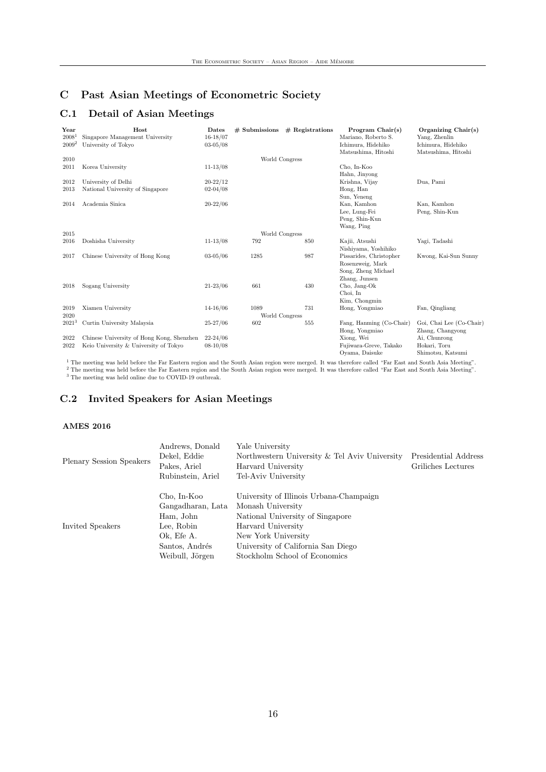# C Past Asian Meetings of Econometric Society

## C.1 Detail of Asian Meetings

| Year | Host | Dates | # Submissions | # Registrations | Program Chair(s) | Organizing Chair(s) |
|---|---|---|---|---|---|---|
| 2008[1] | Singapore Management University | 16-18/07 | | | Mariano, Roberto S. | Yang, Zhenlin |
| 2009[2] | University of Tokyo | 03-05/08 | | | Ichimura, Hidehiko<br>Matsushima, Hitoshi | Ichimura, Hidehiko<br>Matsushima, Hitoshi |
| 2010 | | | World Congress | | | |
| 2011 | Korea University | 11-13/08 | | | Cho, In-Koo<br>Hahn, Jinyong | |
| 2012 | University of Delhi | 20-22/12 | | | Krishna, Vijay | Dua, Pami |
| 2013 | National University of Singapore | 02-04/08 | | | Hong, Han<br>Sun, Yeneng | |
| 2014 | Academia Sinica | 20-22/06 | | | Kan, Kamhon<br>Lee, Lung-Fei<br>Peng, Shin-Kun<br>Wang, Ping | Kan, Kamhon<br>Peng, Shin-Kun |
| 2015 | | | World Congress | | | |
| 2016 | Doshisha University | 11-13/08 | 792 | 850 | Kajii, Atsushi<br>Nishiyama, Yoshihiko | Yagi, Tadashi |
| 2017 | Chinese University of Hong Kong | 03-05/06 | 1285 | 987 | Pissarides, Christopher<br>Rosenzweig, Mark<br>Song, Zheng Michael<br>Zhang, Junsen | Kwong, Kai-Sun Sunny |
| 2018 | Sogang University | 21-23/06 | 661 | 430 | Cho, Jang-Ok<br>Choi, In<br>Kim, Chongmin | |
| 2019 | Xiamen University | 14-16/06 | 1089 | 731 | Hong, Yongmiao | Fan, Qingliang |
| 2020 | | | World Congress | | | |
| 2021[3] | Curtin University Malaysia | 25-27/06 | 602 | 555 | Fang, Hanming (Co-Chair)<br>Hong, Yongmiao | Goi, Chai Lee (Co-Chair)<br>Zhang, Changyong |
| 2022 | Chinese University of Hong Kong, Shenzhen | 22-24/06 | | | Xiong, Wei | Ai, Chunrong |
| 2022 | Keio University & University of Tokyo | 08-10/08 | | | Fujiwara-Greve, Takako<br>Oyama, Daisuke | Hokari, Toru<br>Shimotsu, Katsumi |

[1] The meeting was held before the Far Eastern region and the South Asian region were merged. It was therefore called "Far East and South Asia Meeting".
[2] The meeting was held before the Far Eastern region and the South Asian region were merged. It was therefore called "Far East and South Asia Meeting".
[3] The meeting was held online due to COVID-19 outbreak.

## C.2 Invited Speakers for Asian Meetings

### AMES 2016

| | | | |
|---|---|---|---|
| Plenary Session Speakers | Andrews, Donald | Yale University | |
| | Dekel, Eddie | Northwestern University & Tel Aviv University | Presidential Address |
| | Pakes, Ariel | Harvard University | Griliches Lectures |
| | Rubinstein, Ariel | Tel-Aviv University | |
| Invited Speakers | Cho, In-Koo | University of Illinois Urbana-Champaign | |
| | Gangadharan, Lata | Monash University | |
| | Ham, John | National University of Singapore | |
| | Lee, Robin | Harvard University | |
| | Ok, Efe A. | New York University | |
| | Santos, Andrés | University of California San Diego | |
| | Weibull, Jörgen | Stockholm School of Economics | |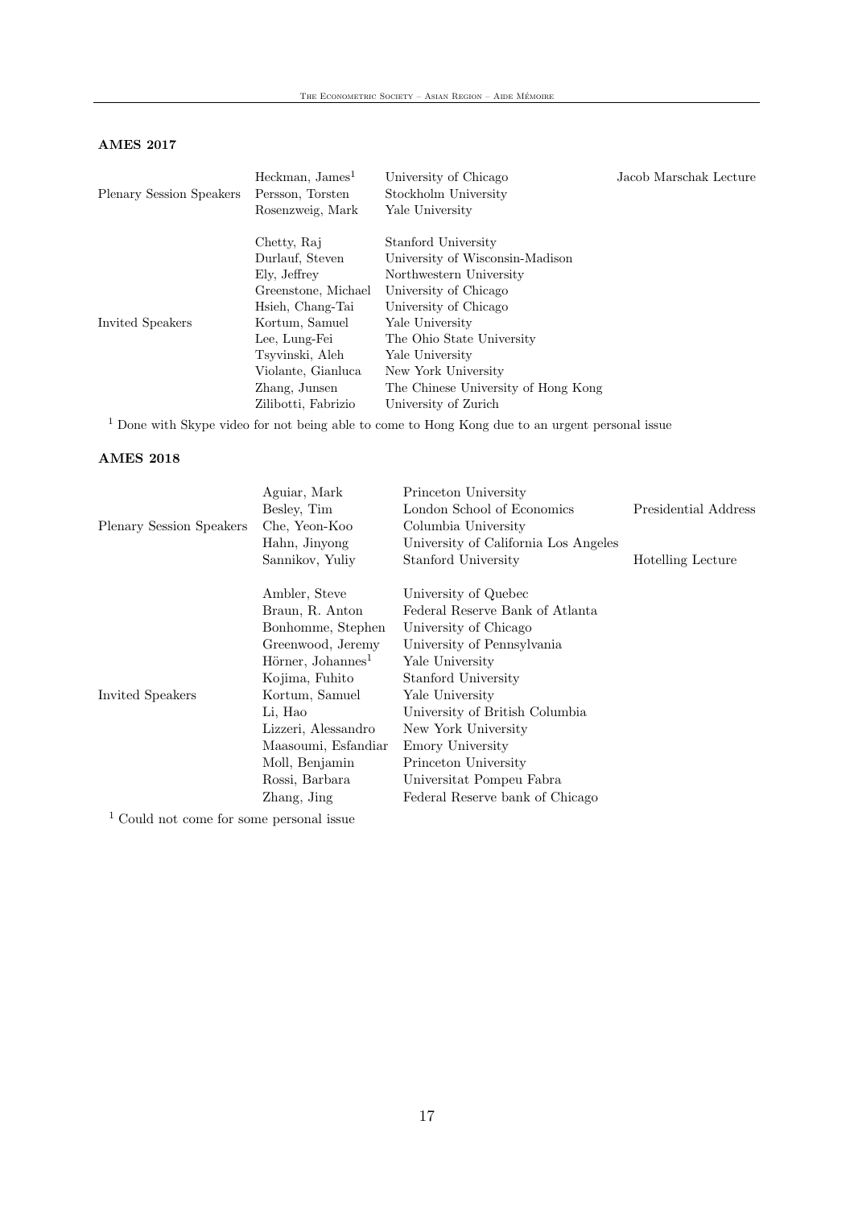**AMES 2017**

| | | | |
|---|---|---|---|
| Plenary Session Speakers | Heckman, James[1] | University of Chicago | Jacob Marschak Lecture |
| | Persson, Torsten | Stockholm University | |
| | Rosenzweig, Mark | Yale University | |
| Invited Speakers | Chetty, Raj | Stanford University | |
| | Durlauf, Steven | University of Wisconsin-Madison | |
| | Ely, Jeffrey | Northwestern University | |
| | Greenstone, Michael | University of Chicago | |
| | Hsieh, Chang-Tai | University of Chicago | |
| | Kortum, Samuel | Yale University | |
| | Lee, Lung-Fei | The Ohio State University | |
| | Tsyvinski, Aleh | Yale University | |
| | Violante, Gianluca | New York University | |
| | Zhang, Junsen | The Chinese University of Hong Kong | |
| | Zilibotti, Fabrizio | University of Zurich | |

[1] Done with Skype video for not being able to come to Hong Kong due to an urgent personal issue

**AMES 2018**

| | | | |
|---|---|---|---|
| Plenary Session Speakers | Aguiar, Mark | Princeton University | |
| | Besley, Tim | London School of Economics | Presidential Address |
| | Che, Yeon-Koo | Columbia University | |
| | Hahn, Jinyong | University of California Los Angeles | |
| | Sannikov, Yuliy | Stanford University | Hotelling Lecture |
| Invited Speakers | Ambler, Steve | University of Quebec | |
| | Braun, R. Anton | Federal Reserve Bank of Atlanta | |
| | Bonhomme, Stephen | University of Chicago | |
| | Greenwood, Jeremy | University of Pennsylvania | |
| | Hörner, Johannes[1] | Yale University | |
| | Kojima, Fuhito | Stanford University | |
| | Kortum, Samuel | Yale University | |
| | Li, Hao | University of British Columbia | |
| | Lizzeri, Alessandro | New York University | |
| | Maasoumi, Esfandiar | Emory University | |
| | Moll, Benjamin | Princeton University | |
| | Rossi, Barbara | Universitat Pompeu Fabra | |
| | Zhang, Jing | Federal Reserve bank of Chicago | |

[1] Could not come for some personal issue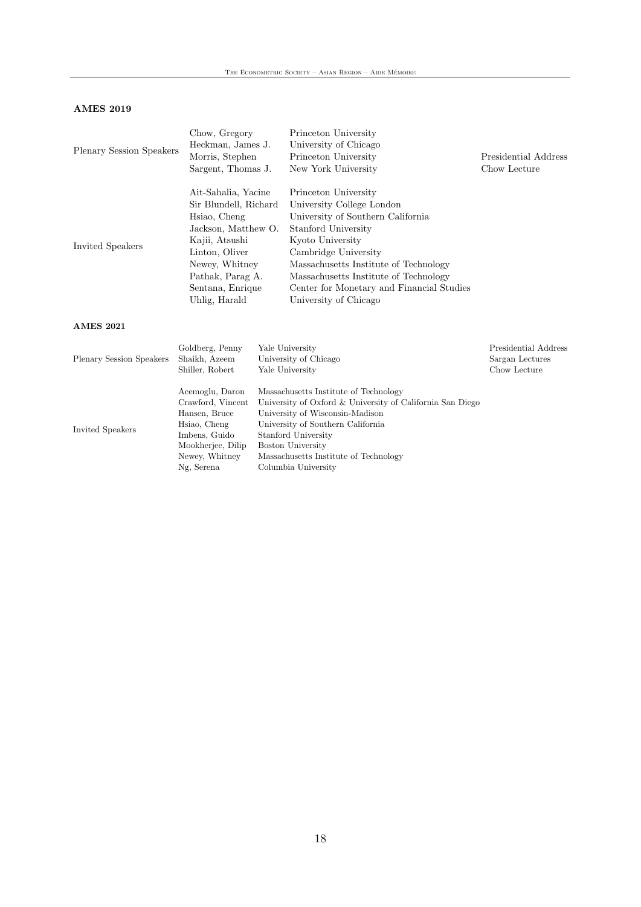**AMES 2019**

| | | | |
|---|---|---|---|
| Plenary Session Speakers | Chow, Gregory | Princeton University | |
| | Heckman, James J. | University of Chicago | |
| | Morris, Stephen | Princeton University | Presidential Address |
| | Sargent, Thomas J. | New York University | Chow Lecture |
| Invited Speakers | Ait-Sahalia, Yacine | Princeton University | |
| | Sir Blundell, Richard | University College London | |
| | Hsiao, Cheng | University of Southern California | |
| | Jackson, Matthew O. | Stanford University | |
| | Kajii, Atsushi | Kyoto University | |
| | Linton, Oliver | Cambridge University | |
| | Newey, Whitney | Massachusetts Institute of Technology | |
| | Pathak, Parag A. | Massachusetts Institute of Technology | |
| | Sentana, Enrique | Center for Monetary and Financial Studies | |
| | Uhlig, Harald | University of Chicago | |

**AMES 2021**

| | | | |
|---|---|---|---|
| Plenary Session Speakers | Goldberg, Penny | Yale University | Presidential Address |
| | Shaikh, Azeem | University of Chicago | Sargan Lectures |
| | Shiller, Robert | Yale University | Chow Lecture |
| Invited Speakers | Acemoglu, Daron | Massachusetts Institute of Technology | |
| | Crawford, Vincent | University of Oxford & University of California San Diego | |
| | Hansen, Bruce | University of Wisconsin-Madison | |
| | Hsiao, Cheng | University of Southern California | |
| | Imbens, Guido | Stanford University | |
| | Mookherjee, Dilip | Boston University | |
| | Newey, Whitney | Massachusetts Institute of Technology | |
| | Ng, Serena | Columbia University | |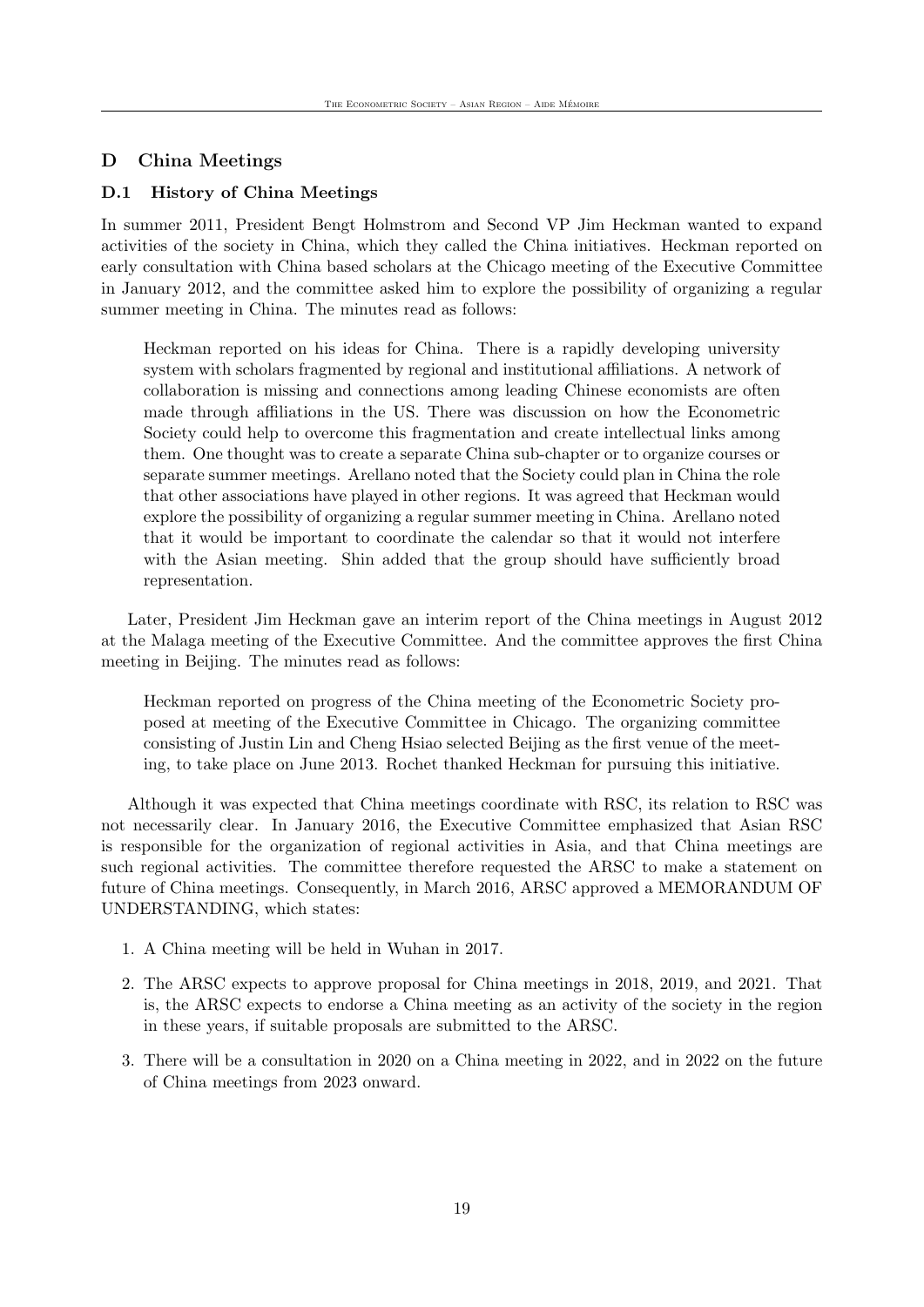## D China Meetings

### D.1 History of China Meetings

In summer 2011, President Bengt Holmstrom and Second VP Jim Heckman wanted to expand activities of the society in China, which they called the China initiatives. Heckman reported on early consultation with China based scholars at the Chicago meeting of the Executive Committee in January 2012, and the committee asked him to explore the possibility of organizing a regular summer meeting in China. The minutes read as follows:

> Heckman reported on his ideas for China. There is a rapidly developing university system with scholars fragmented by regional and institutional affiliations. A network of collaboration is missing and connections among leading Chinese economists are often made through affiliations in the US. There was discussion on how the Econometric Society could help to overcome this fragmentation and create intellectual links among them. One thought was to create a separate China sub-chapter or to organize courses or separate summer meetings. Arellano noted that the Society could plan in China the role that other associations have played in other regions. It was agreed that Heckman would explore the possibility of organizing a regular summer meeting in China. Arellano noted that it would be important to coordinate the calendar so that it would not interfere with the Asian meeting. Shin added that the group should have sufficiently broad representation.

Later, President Jim Heckman gave an interim report of the China meetings in August 2012 at the Malaga meeting of the Executive Committee. And the committee approves the first China meeting in Beijing. The minutes read as follows:

> Heckman reported on progress of the China meeting of the Econometric Society proposed at meeting of the Executive Committee in Chicago. The organizing committee consisting of Justin Lin and Cheng Hsiao selected Beijing as the first venue of the meeting, to take place on June 2013. Rochet thanked Heckman for pursuing this initiative.

Although it was expected that China meetings coordinate with RSC, its relation to RSC was not necessarily clear. In January 2016, the Executive Committee emphasized that Asian RSC is responsible for the organization of regional activities in Asia, and that China meetings are such regional activities. The committee therefore requested the ARSC to make a statement on future of China meetings. Consequently, in March 2016, ARSC approved a MEMORANDUM OF UNDERSTANDING, which states:

1. A China meeting will be held in Wuhan in 2017.
2. The ARSC expects to approve proposal for China meetings in 2018, 2019, and 2021. That is, the ARSC expects to endorse a China meeting as an activity of the society in the region in these years, if suitable proposals are submitted to the ARSC.
3. There will be a consultation in 2020 on a China meeting in 2022, and in 2022 on the future of China meetings from 2023 onward.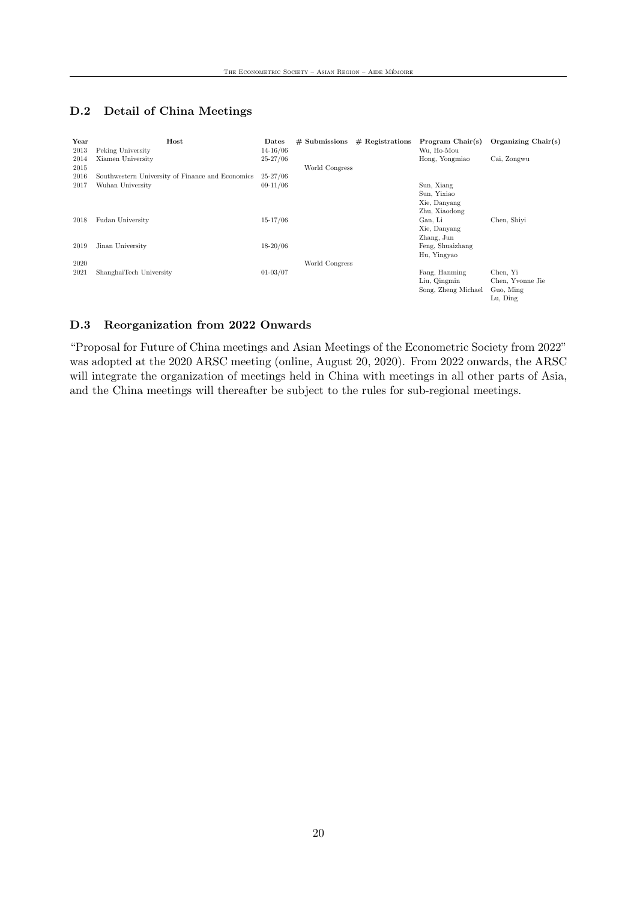## D.2 Detail of China Meetings

| Year | Host | Dates | # Submissions | # Registrations | Program Chair(s) | Organizing Chair(s) |
|---|---|---|---|---|---|---|
| 2013 | Peking University | 14-16/06 | | | Wu, Ho-Mou | |
| 2014 | Xiamen University | 25-27/06 | | | Hong, Yongmiao | Cai, Zongwu |
| 2015 | | | World Congress | | | |
| 2016 | Southwestern University of Finance and Economics | 25-27/06 | | | | |
| 2017 | Wuhan University | 09-11/06 | | | Sun, Xiang<br>Sun, Yixiao<br>Xie, Danyang<br>Zhu, Xiaodong | |
| 2018 | Fudan University | 15-17/06 | | | Gan, Li<br>Xie, Danyang<br>Zhang, Jun | Chen, Shiyi |
| 2019 | Jinan University | 18-20/06 | | | Feng, Shuaizhang<br>Hu, Yingyao | |
| 2020 | | | World Congress | | | |
| 2021 | ShanghaiTech University | 01-03/07 | | | Fang, Hanming<br>Liu, Qingmin<br>Song, Zheng Michael | Chen, Yi<br>Chen, Yvonne Jie<br>Guo, Ming<br>Lu, Ding |

## D.3 Reorganization from 2022 Onwards

"Proposal for Future of China meetings and Asian Meetings of the Econometric Society from 2022" was adopted at the 2020 ARSC meeting (online, August 20, 2020). From 2022 onwards, the ARSC will integrate the organization of meetings held in China with meetings in all other parts of Asia, and the China meetings will thereafter be subject to the rules for sub-regional meetings.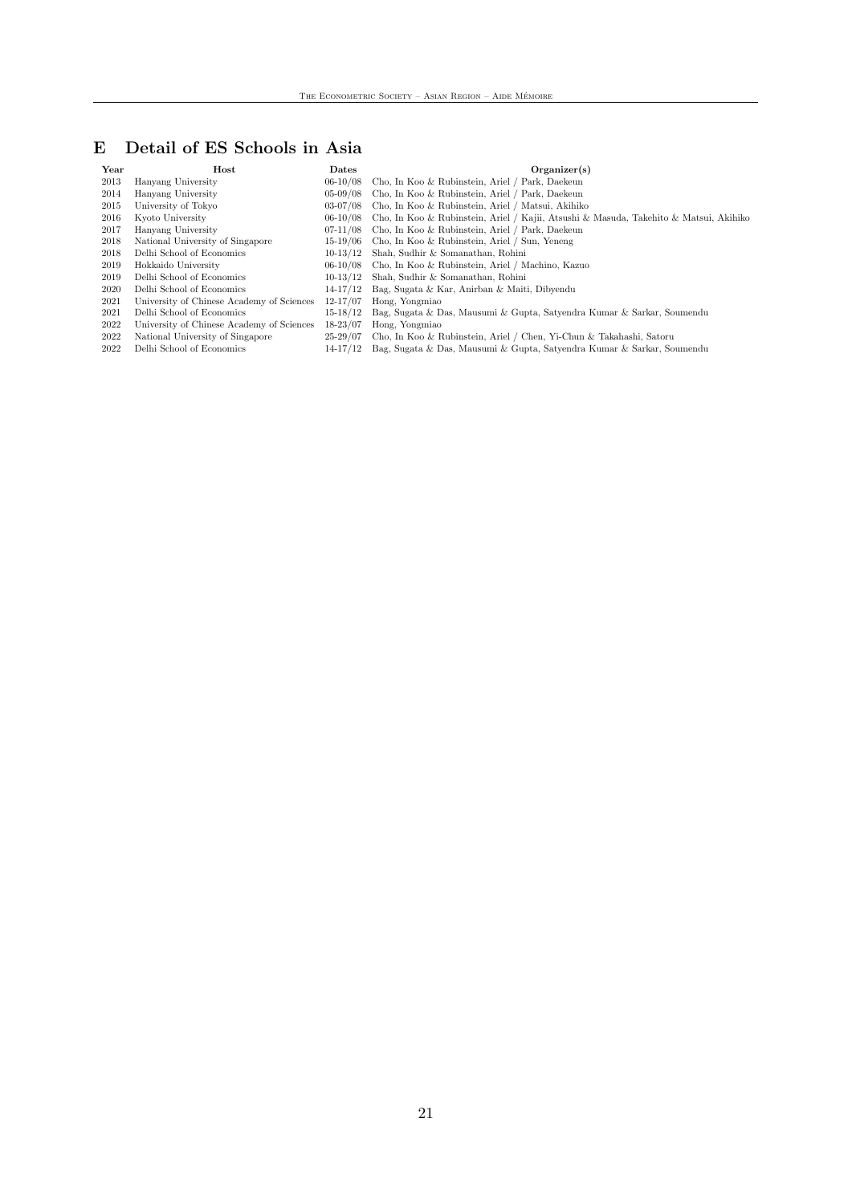## E Detail of ES Schools in Asia

| Year | Host | Dates | Organizer(s) |
|---|---|---|---|
| 2013 | Hanyang University | 06-10/08 | Cho, In Koo & Rubinstein, Ariel / Park, Daekeun |
| 2014 | Hanyang University | 05-09/08 | Cho, In Koo & Rubinstein, Ariel / Park, Daekeun |
| 2015 | University of Tokyo | 03-07/08 | Cho, In Koo & Rubinstein, Ariel / Matsui, Akihiko |
| 2016 | Kyoto University | 06-10/08 | Cho, In Koo & Rubinstein, Ariel / Kajii, Atsushi & Masuda, Takehito & Matsui, Akihiko |
| 2017 | Hanyang University | 07-11/08 | Cho, In Koo & Rubinstein, Ariel / Park, Daekeun |
| 2018 | National University of Singapore | 15-19/06 | Cho, In Koo & Rubinstein, Ariel / Sun, Yeneng |
| 2018 | Delhi School of Economics | 10-13/12 | Shah, Sudhir & Somanathan, Rohini |
| 2019 | Hokkaido University | 06-10/08 | Cho, In Koo & Rubinstein, Ariel / Machino, Kazuo |
| 2019 | Delhi School of Economics | 10-13/12 | Shah, Sudhir & Somanathan, Rohini |
| 2020 | Delhi School of Economics | 14-17/12 | Bag, Sugata & Kar, Anirban & Maiti, Dibyendu |
| 2021 | University of Chinese Academy of Sciences | 12-17/07 | Hong, Yongmiao |
| 2021 | Delhi School of Economics | 15-18/12 | Bag, Sugata & Das, Mausumi & Gupta, Satyendra Kumar & Sarkar, Soumendu |
| 2022 | University of Chinese Academy of Sciences | 18-23/07 | Hong, Yongmiao |
| 2022 | National University of Singapore | 25-29/07 | Cho, In Koo & Rubinstein, Ariel / Chen, Yi-Chun & Takahashi, Satoru |
| 2022 | Delhi School of Economics | 14-17/12 | Bag, Sugata & Das, Mausumi & Gupta, Satyendra Kumar & Sarkar, Soumendu |